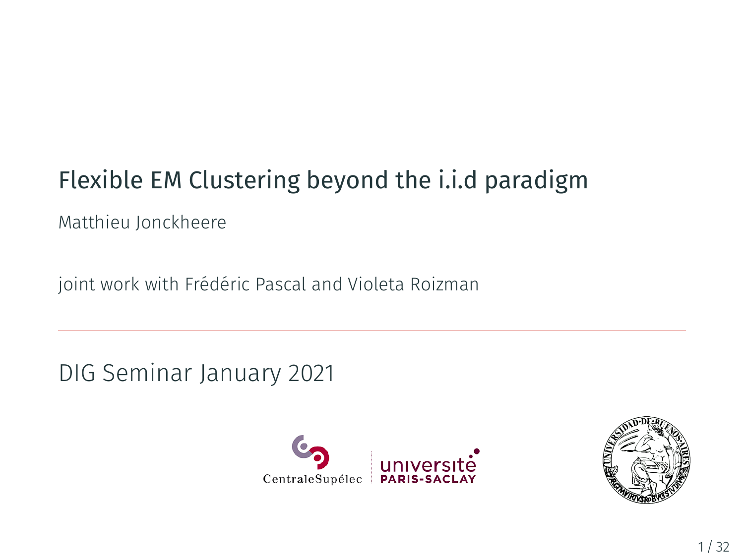# Flexible EM Clustering beyond the i.i.d paradigm

Matthieu Jonckheere

joint work with Frédéric Pascal and Violeta Roizman

---

DIG Seminar January 2021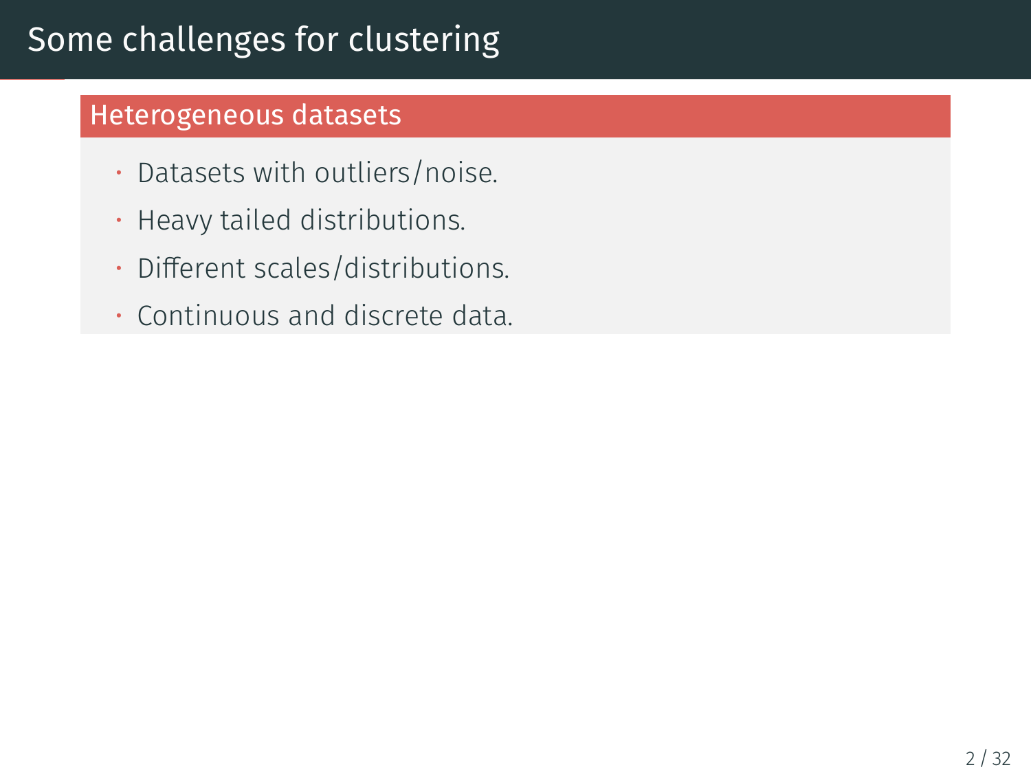# Some challenges for clustering

## Heterogeneous datasets

- Datasets with outliers/noise.
- Heavy tailed distributions.
- Different scales/distributions.
- Continuous and discrete data.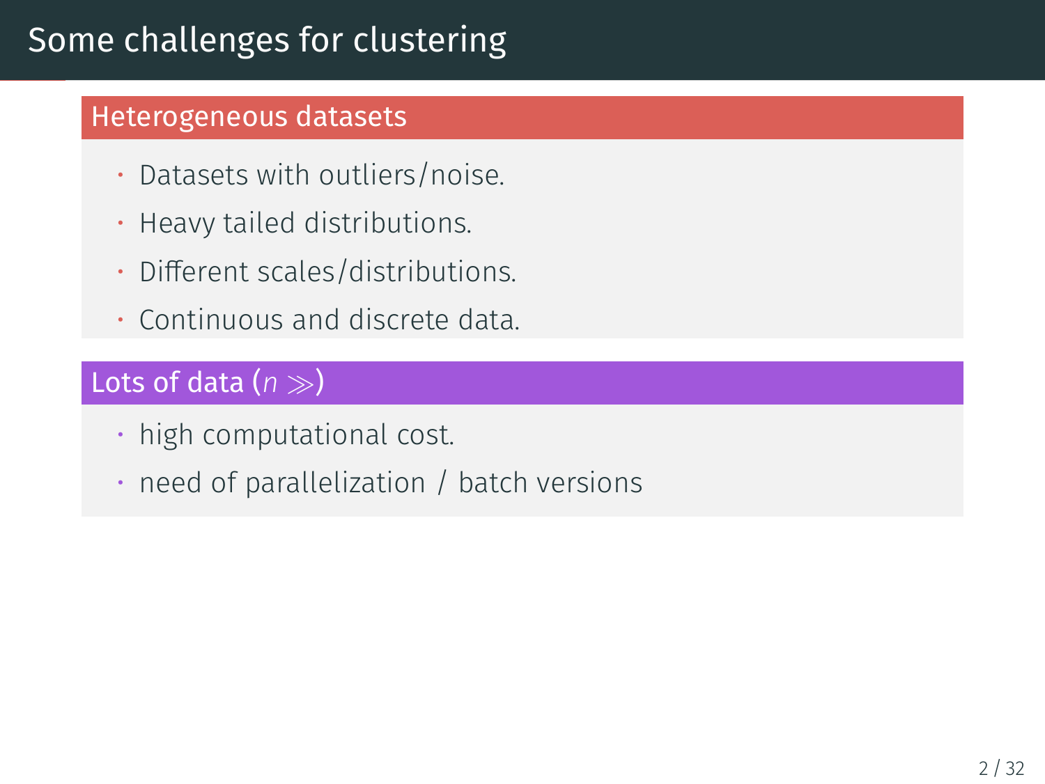# Some challenges for clustering

## Heterogeneous datasets

- Datasets with outliers/noise.
- Heavy tailed distributions.
- Different scales/distributions.
- Continuous and discrete data.

## Lots of data ($n \gg$)

- high computational cost.
- need of parallelization / batch versions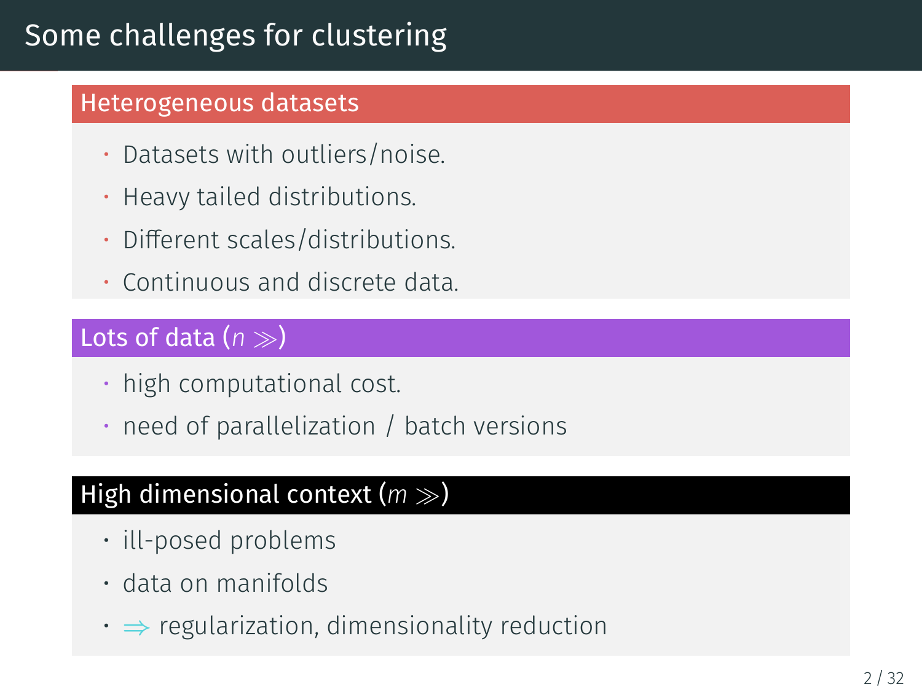# Some challenges for clustering

### Heterogeneous datasets

- Datasets with outliers/noise.
- Heavy tailed distributions.
- Different scales/distributions.
- Continuous and discrete data.

### Lots of data ($n \gg$)

- high computational cost.
- need of parallelization / batch versions

### High dimensional context ($m \gg$)

- ill-posed problems
- data on manifolds
- $\Rightarrow$ regularization, dimensionality reduction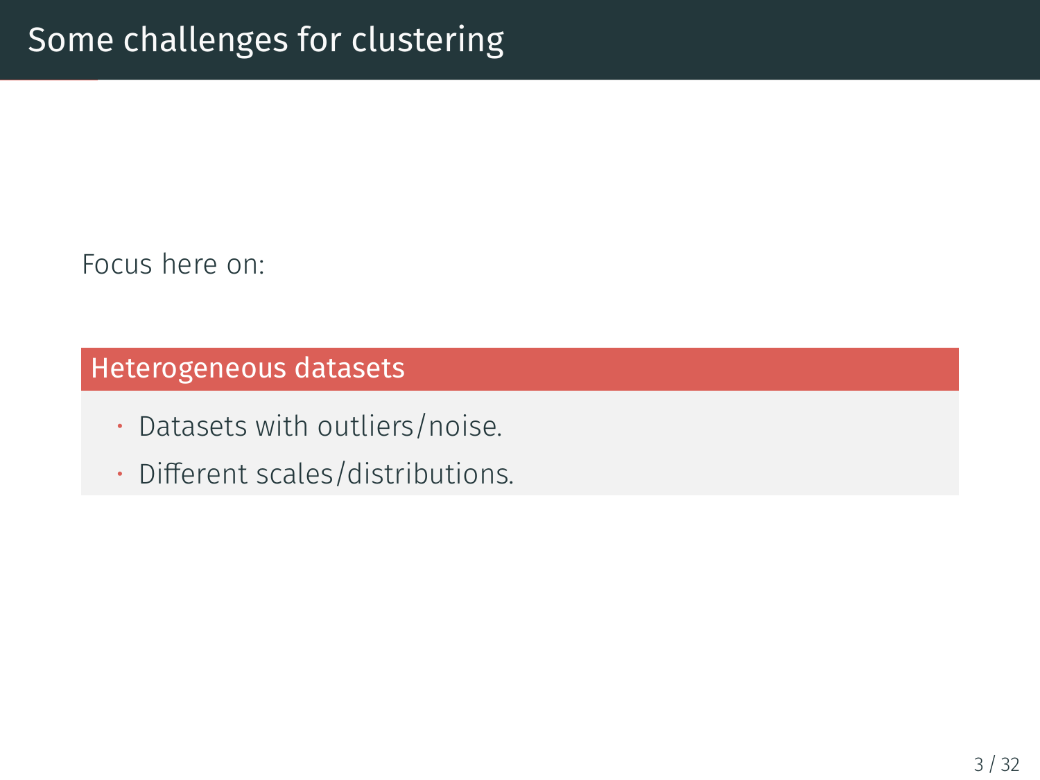# Some challenges for clustering

Focus here on:

**Heterogeneous datasets**

- Datasets with outliers/noise.
- Different scales/distributions.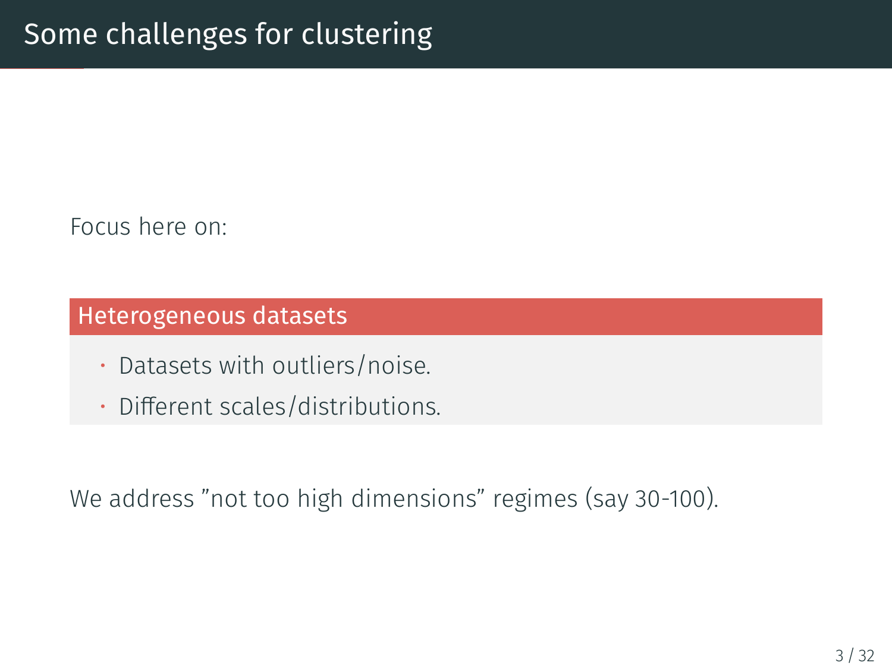# Some challenges for clustering

Focus here on:

### Heterogeneous datasets

- Datasets with outliers/noise.
- Different scales/distributions.

We address ”not too high dimensions” regimes (say 30-100).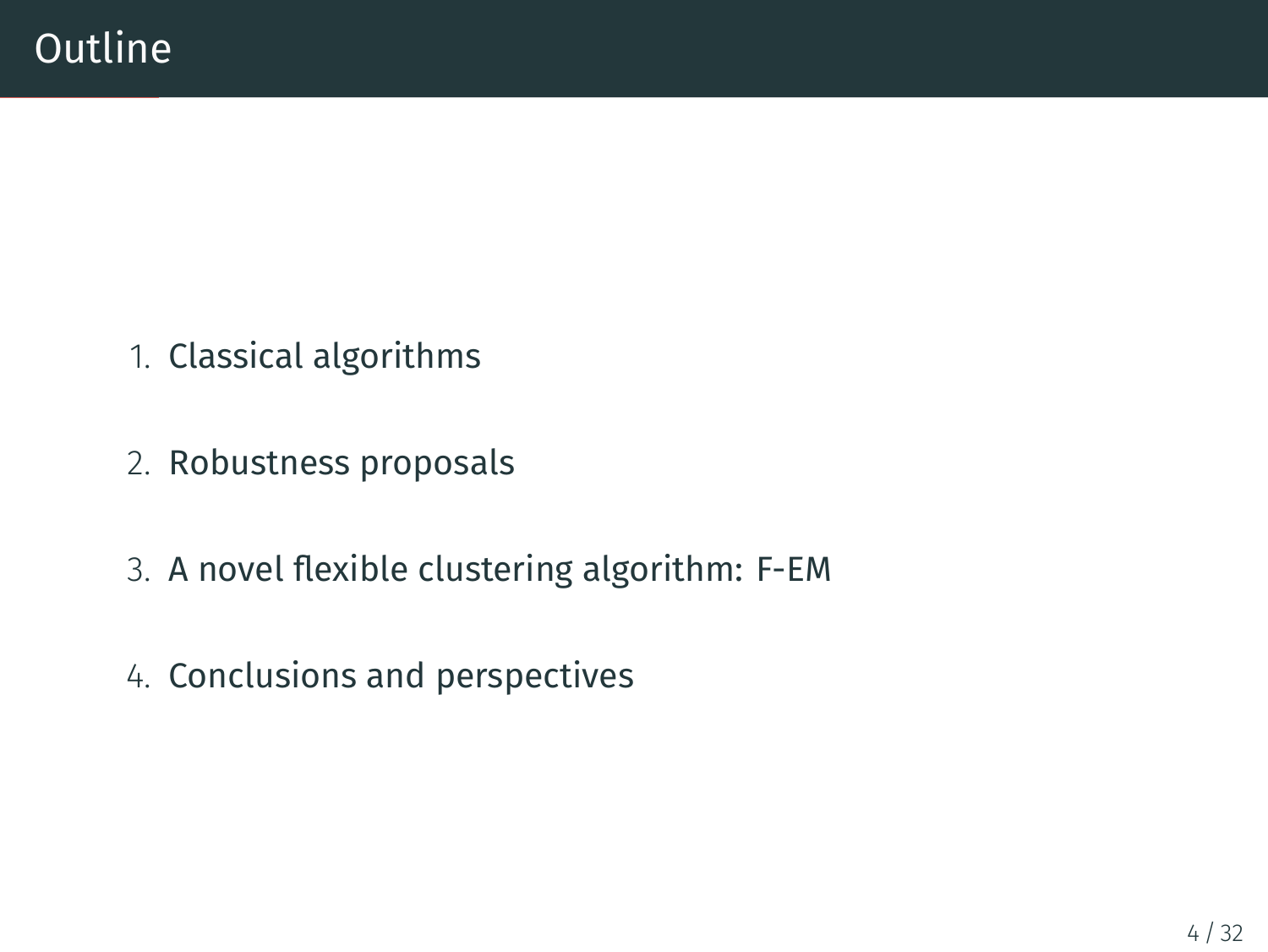# Outline

1. Classical algorithms
2. Robustness proposals
3. A novel flexible clustering algorithm: F-EM
4. Conclusions and perspectives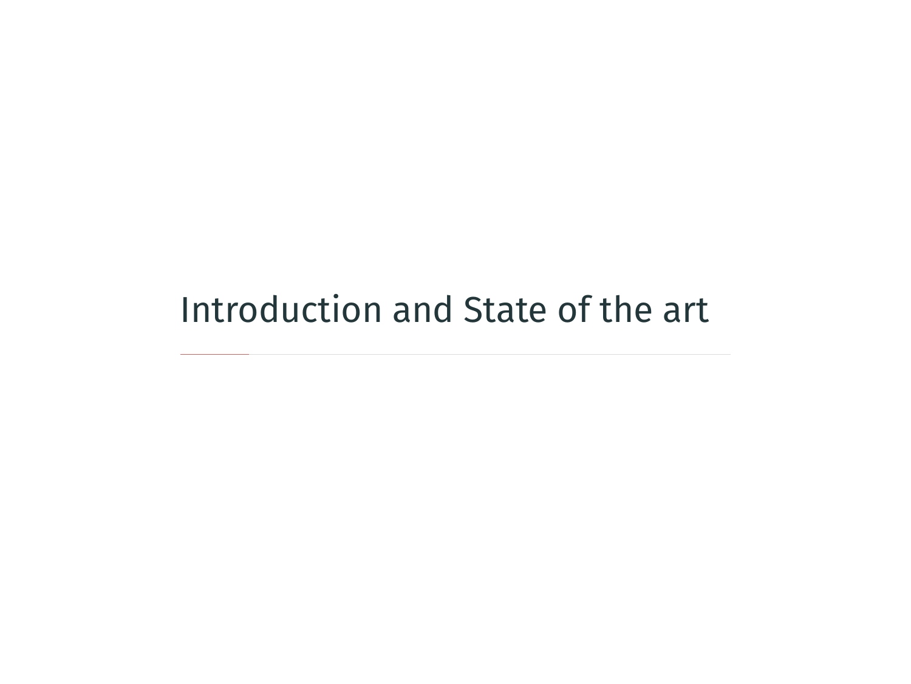# Introduction and State of the art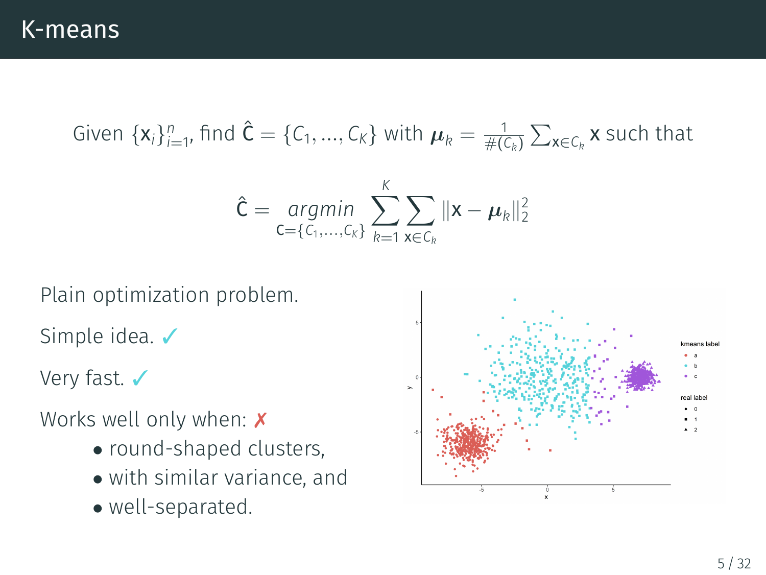# K-means

Given $\{\mathbf{x}_i\}_{i=1}^{n}$, find $\hat{\mathsf{C}} = \{C_1, ..., C_K\}$ with $\boldsymbol{\mu}_k = \frac{1}{\#(C_k)} \sum_{\mathbf{x} \in C_k} \mathbf{x}$ such that

$$\hat{\mathsf{C}} = \underset{\mathsf{C}=\{C_1,\ldots,C_K\}}{argmin} \sum_{k=1}^{K} \sum_{\mathbf{x} \in C_k} \|\mathbf{x} - \boldsymbol{\mu}_k\|_2^2$$

Plain optimization problem.

Simple idea. ✓

Very fast. ✓

Works well only when: ✗

- round-shaped clusters,
- with similar variance, and
- well-separated.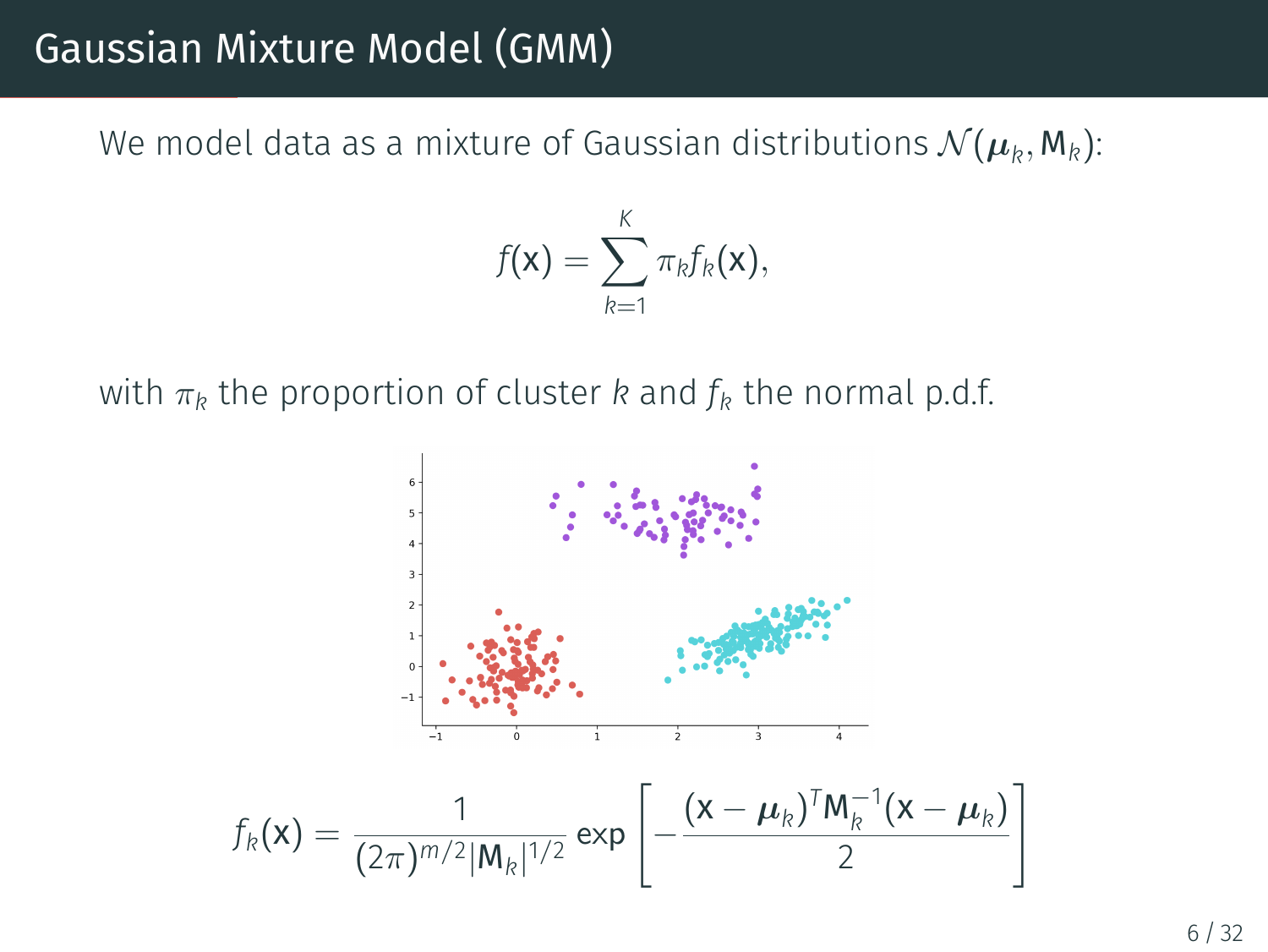# Gaussian Mixture Model (GMM)

We model data as a mixture of Gaussian distributions $\mathcal{N}(\boldsymbol{\mu}_k, \mathsf{M}_k)$:

$$f(\mathsf{x}) = \sum_{k=1}^{K} \pi_k f_k(\mathsf{x}),$$

with $\pi_k$ the proportion of cluster $k$ and $f_k$ the normal p.d.f.

$$f_k(\mathsf{x}) = \frac{1}{(2\pi)^{m/2} |\mathsf{M}_k|^{1/2}} \exp\left[ -\frac{(\mathsf{x} - \boldsymbol{\mu}_k)^T \mathsf{M}_k^{-1} (\mathsf{x} - \boldsymbol{\mu}_k)}{2} \right]$$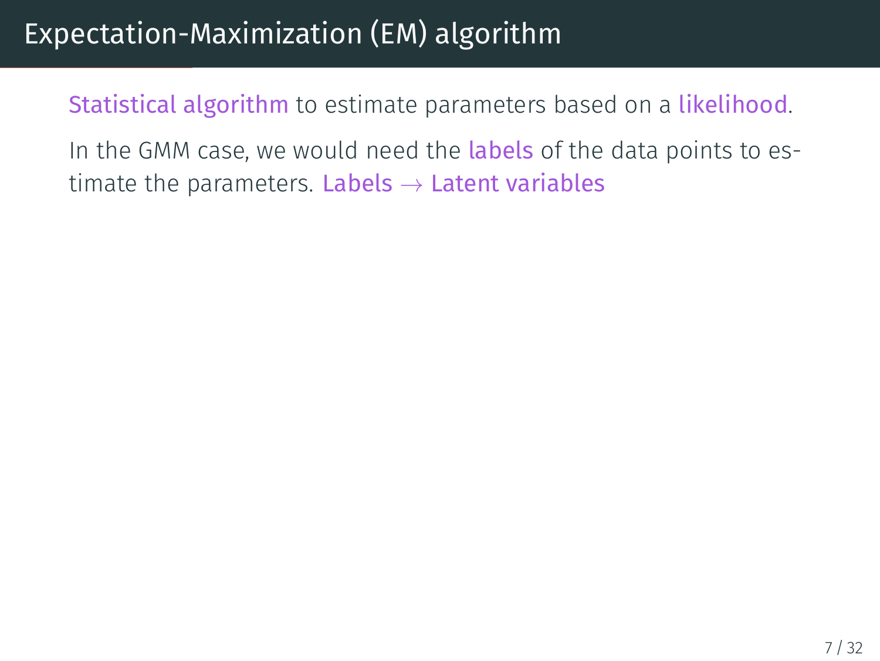# Expectation-Maximization (EM) algorithm

Statistical algorithm to estimate parameters based on a likelihood.

In the GMM case, we would need the labels of the data points to estimate the parameters. Labels $\rightarrow$ Latent variables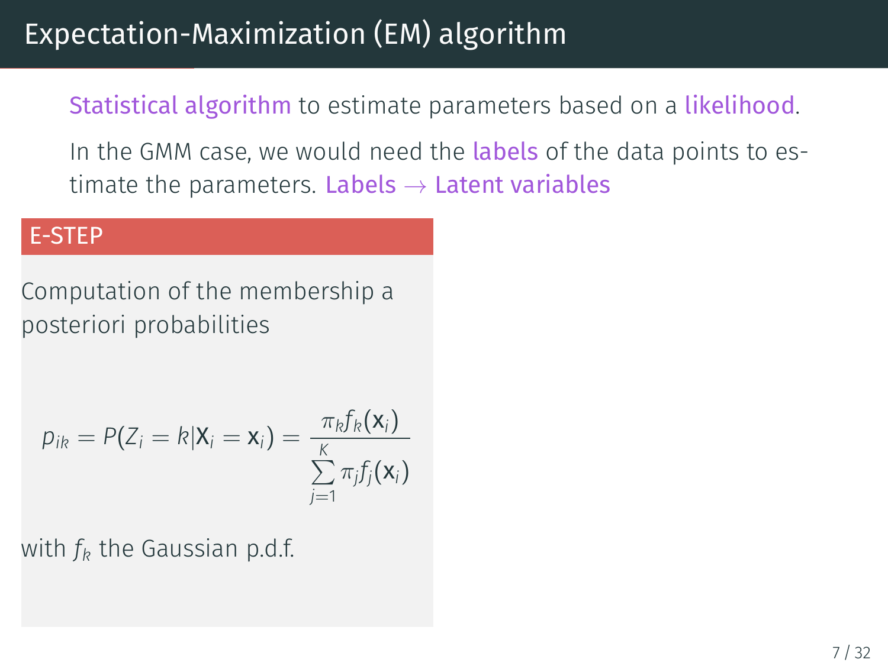# Expectation-Maximization (EM) algorithm

Statistical algorithm to estimate parameters based on a likelihood.

In the GMM case, we would need the labels of the data points to estimate the parameters. Labels → Latent variables

### E-STEP

Computation of the membership a posteriori probabilities

$$p_{ik} = P(Z_i = k | \mathbf{X}_i = \mathbf{x}_i) = \frac{\pi_k f_k(\mathbf{x}_i)}{\sum_{j=1}^{K} \pi_j f_j(\mathbf{x}_i)}$$

with $f_k$ the Gaussian p.d.f.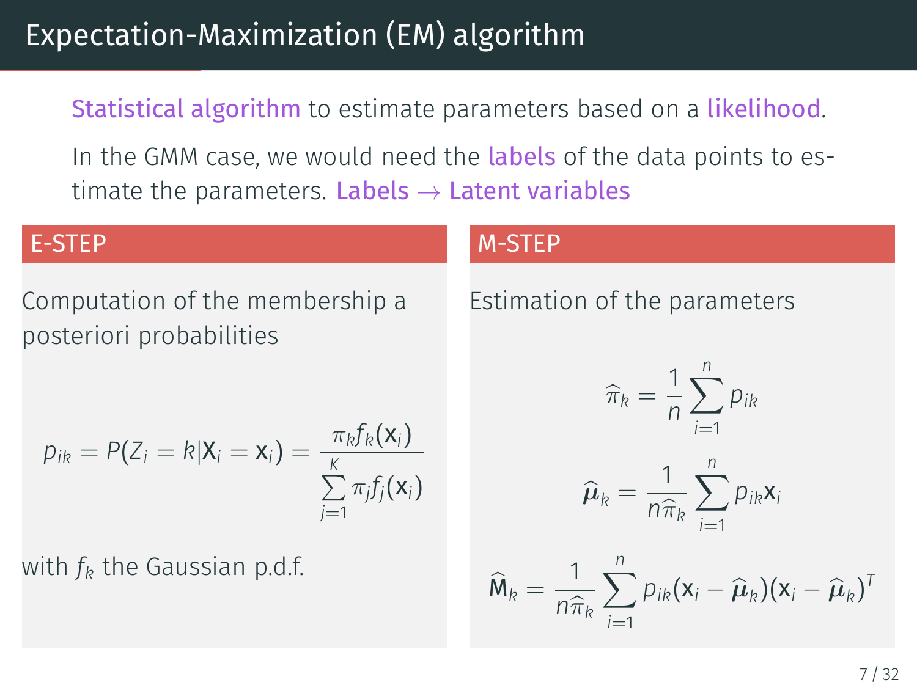# Expectation-Maximization (EM) algorithm

Statistical algorithm to estimate parameters based on a likelihood.

In the GMM case, we would need the labels of the data points to estimate the parameters. Labels $\rightarrow$ Latent variables

## E-STEP

Computation of the membership a posteriori probabilities

$$p_{ik} = P(Z_i = k | \mathrm{X}_i = \mathrm{x}_i) = \frac{\pi_k f_k(\mathrm{x}_i)}{\sum_{j=1}^{K} \pi_j f_j(\mathrm{x}_i)}$$

with $f_k$ the Gaussian p.d.f.

## M-STEP

Estimation of the parameters

$$\widehat{\pi}_k = \frac{1}{n} \sum_{i=1}^{n} p_{ik}$$

$$\widehat{\boldsymbol{\mu}}_k = \frac{1}{n\widehat{\pi}_k} \sum_{i=1}^{n} p_{ik} \mathrm{x}_i$$

$$\widehat{\mathrm{M}}_k = \frac{1}{n\widehat{\pi}_k} \sum_{i=1}^{n} p_{ik} (\mathrm{x}_i - \widehat{\boldsymbol{\mu}}_k)(\mathrm{x}_i - \widehat{\boldsymbol{\mu}}_k)^T$$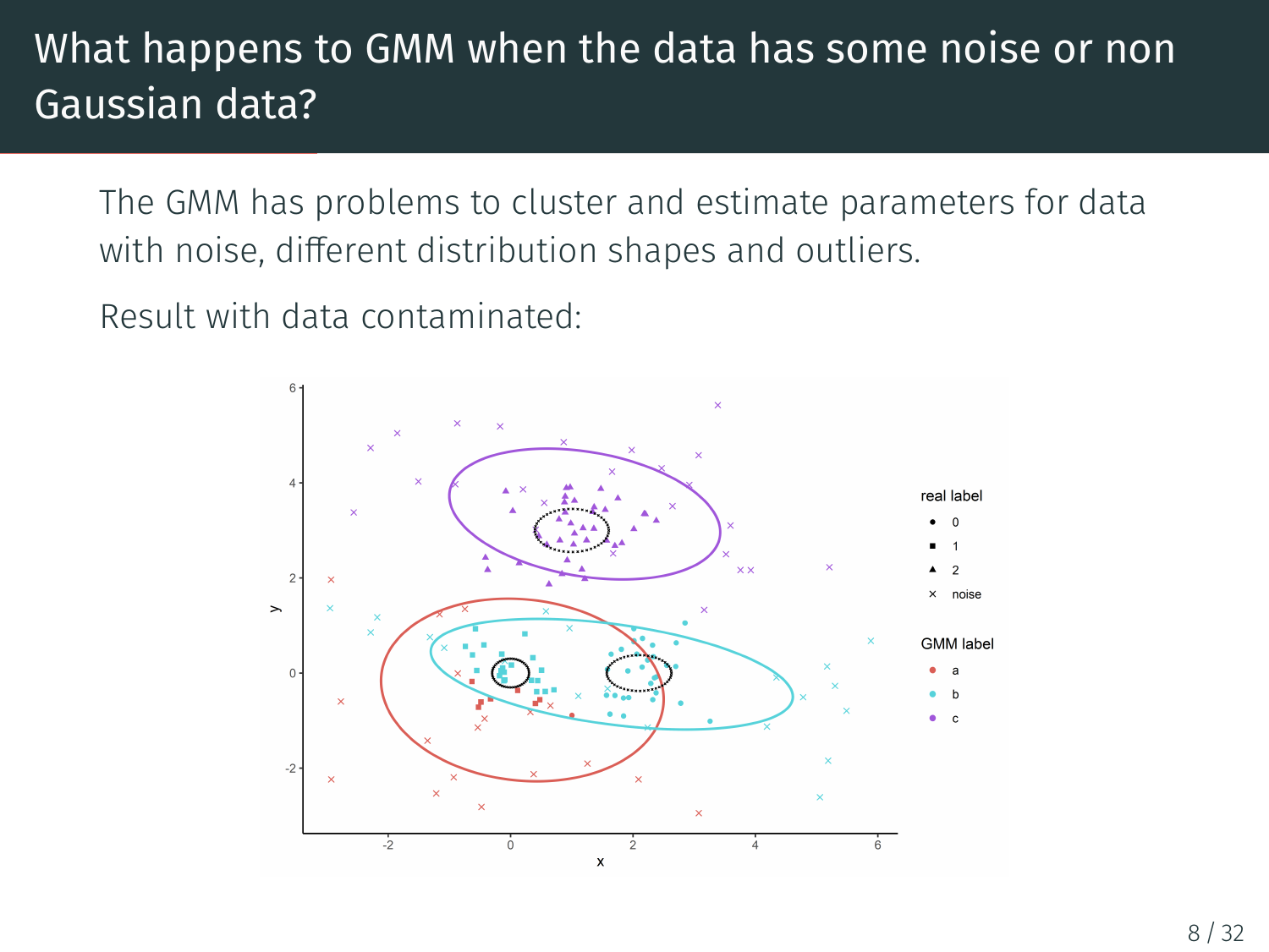# What happens to GMM when the data has some noise or non Gaussian data?

The GMM has problems to cluster and estimate parameters for data with noise, different distribution shapes and outliers.

Result with data contaminated: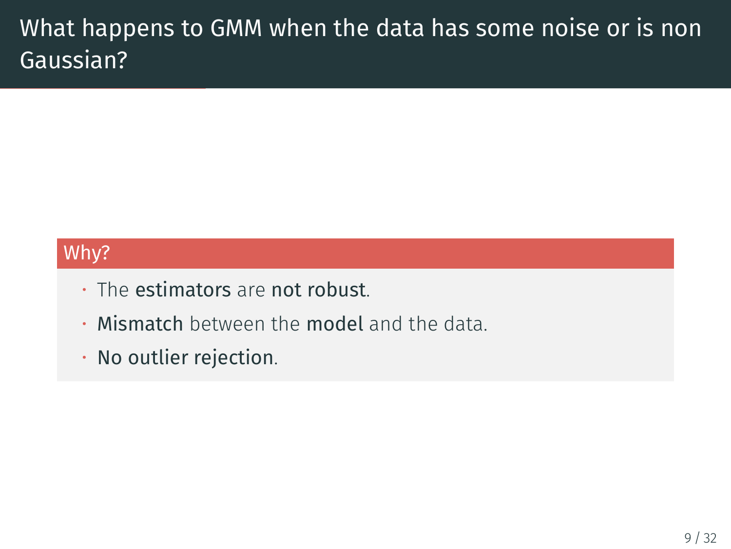# What happens to GMM when the data has some noise or is non Gaussian?

**Why?**

- The **estimators** are **not robust**.
- **Mismatch** between the **model** and the data.
- **No outlier rejection**.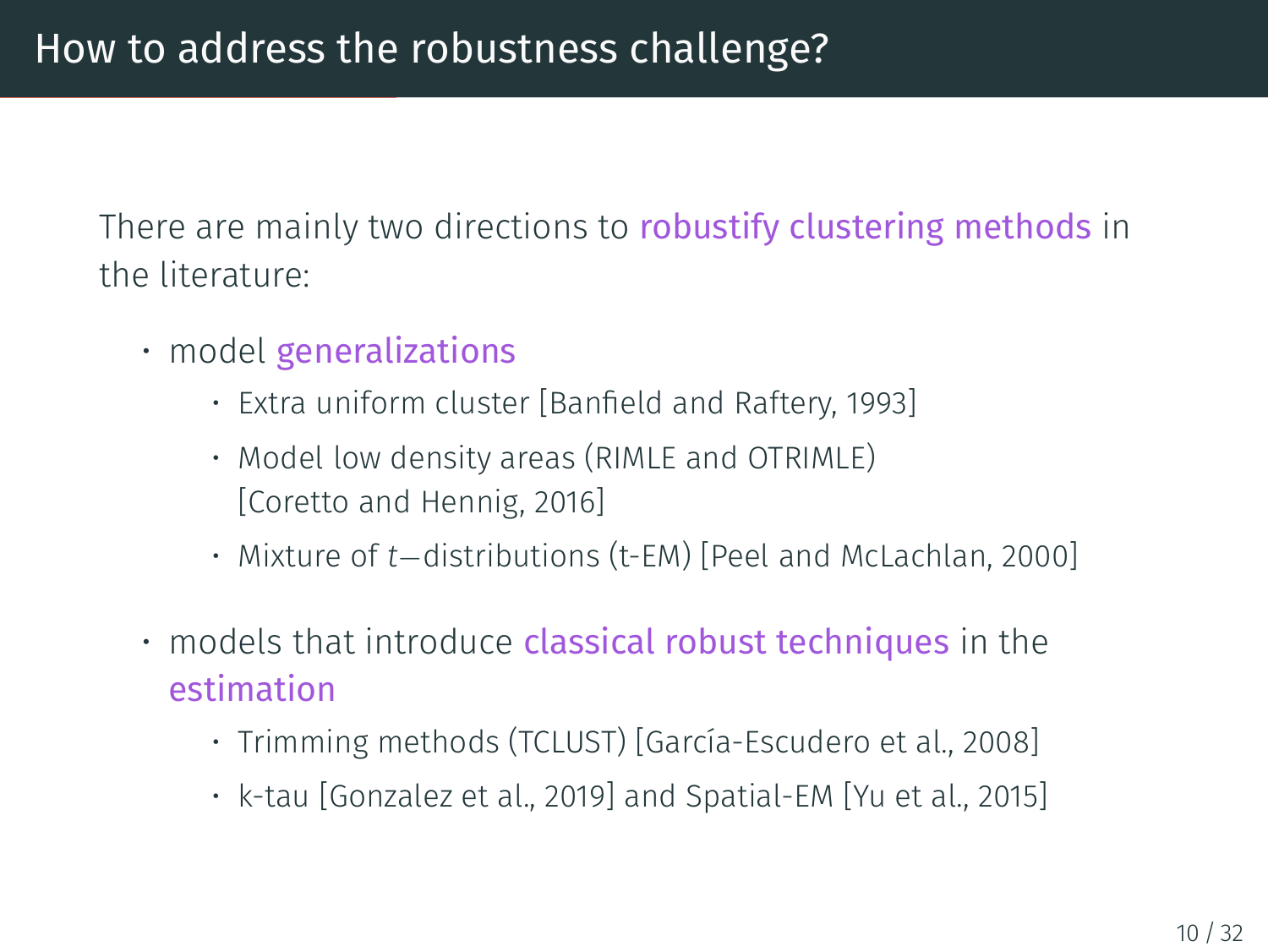# How to address the robustness challenge?

There are mainly two directions to robustify clustering methods in the literature:

- model generalizations
  - Extra uniform cluster [Banfield and Raftery, 1993]
  - Model low density areas (RIMLE and OTRIMLE) [Coretto and Hennig, 2016]
  - Mixture of $t-$distributions (t-EM) [Peel and McLachlan, 2000]
- models that introduce classical robust techniques in the estimation
  - Trimming methods (TCLUST) [García-Escudero et al., 2008]
  - k-tau [Gonzalez et al., 2019] and Spatial-EM [Yu et al., 2015]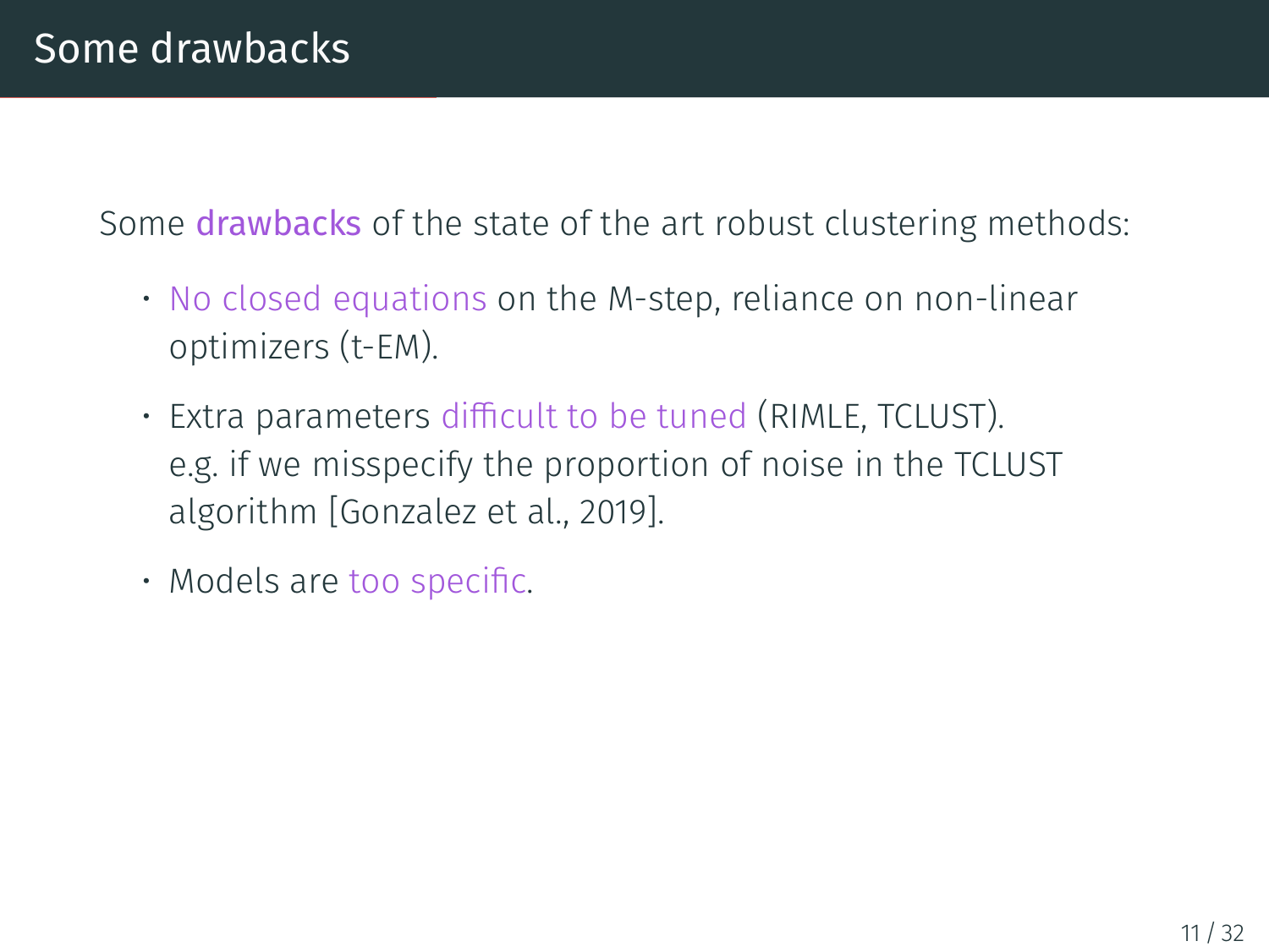# Some drawbacks

Some **drawbacks** of the state of the art robust clustering methods:

- No closed equations on the M-step, reliance on non-linear optimizers (t-EM).
- Extra parameters difficult to be tuned (RIMLE, TCLUST).
  e.g. if we misspecify the proportion of noise in the TCLUST algorithm [Gonzalez et al., 2019].
- Models are too specific.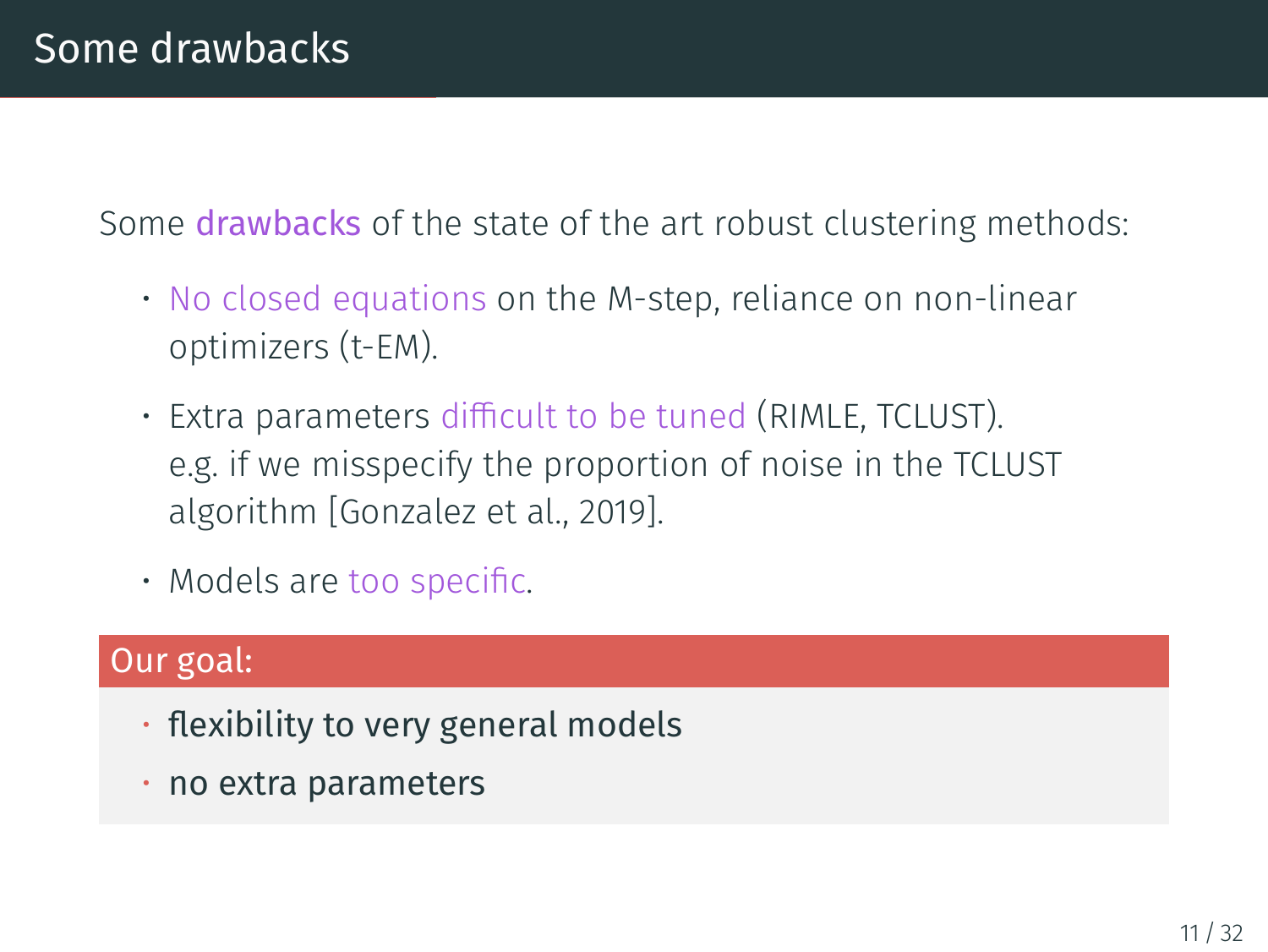# Some drawbacks

Some **drawbacks** of the state of the art robust clustering methods:

- *No closed equations* on the M-step, reliance on non-linear optimizers (t-EM).
- Extra parameters *difficult to be tuned* (RIMLE, TCLUST).
  e.g. if we misspecify the proportion of noise in the TCLUST algorithm [Gonzalez et al., 2019].
- Models are *too specific*.

**Our goal:**

- flexibility to very general models
- no extra parameters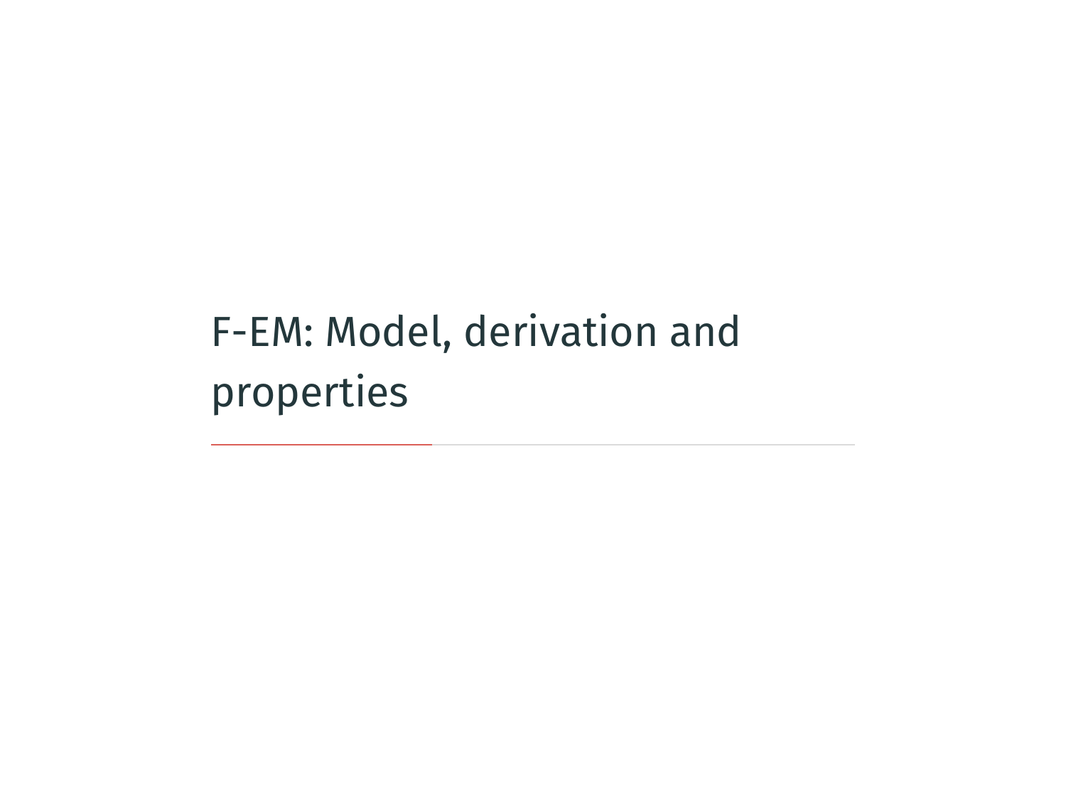# F-EM: Model, derivation and properties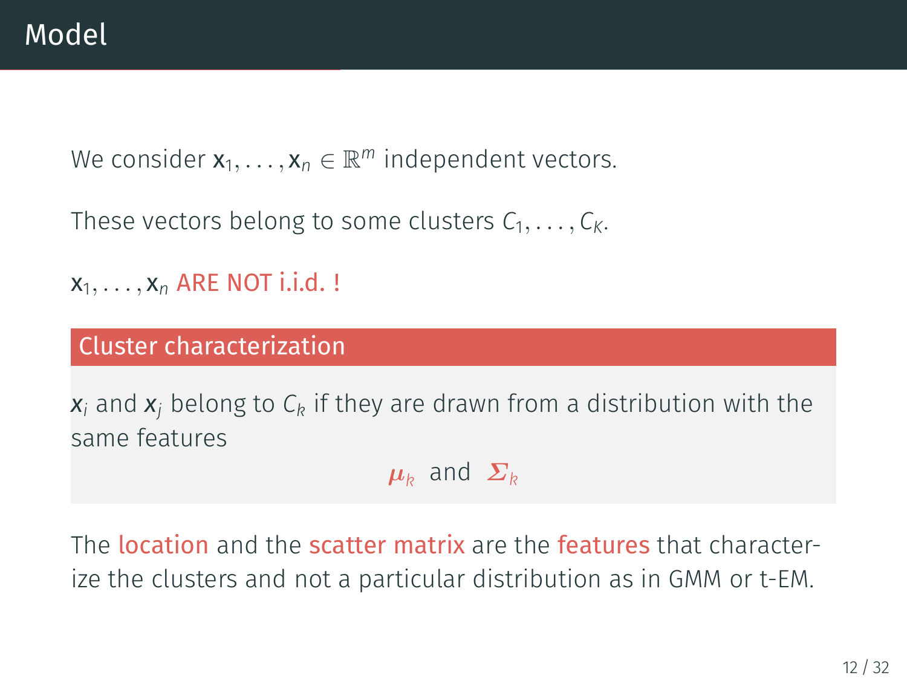# Model

We consider $\mathbf{x}_1, \ldots, \mathbf{x}_n \in \mathbb{R}^m$ independent vectors.

These vectors belong to some clusters $C_1, \ldots, C_K$.

$\mathbf{x}_1, \ldots, \mathbf{x}_n$ ARE NOT i.i.d. !

**Cluster characterization**

$\boldsymbol{x}_i$ and $\boldsymbol{x}_j$ belong to $C_k$ if they are drawn from a distribution with the same features

$$\boldsymbol{\mu}_k \text{ and } \boldsymbol{\Sigma}_k$$

The location and the scatter matrix are the features that characterize the clusters and not a particular distribution as in GMM or t-EM.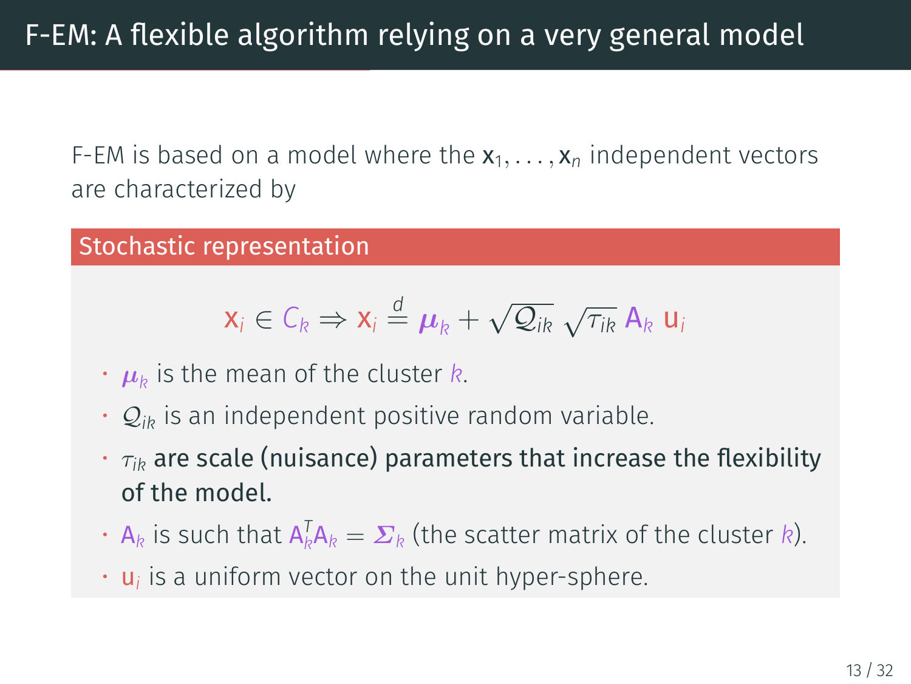# F-EM: A flexible algorithm relying on a very general model

F-EM is based on a model where the $\mathbf{x}_1, \ldots, \mathbf{x}_n$ independent vectors are characterized by

### Stochastic representation

$$\mathbf{x}_i \in C_k \Rightarrow \mathbf{x}_i \stackrel{d}{=} \boldsymbol{\mu}_k + \sqrt{\mathcal{Q}_{ik}}\,\sqrt{\tau_{ik}}\,\mathbf{A}_k\,\mathbf{u}_i$$

- $\boldsymbol{\mu}_k$ is the mean of the cluster $k$.
- $\mathcal{Q}_{ik}$ is an independent positive random variable.
- $\tau_{ik}$ **are scale (nuisance) parameters that increase the flexibility of the model.**
- $\mathbf{A}_k$ is such that $\mathbf{A}_k^T\mathbf{A}_k = \boldsymbol{\Sigma}_k$ (the scatter matrix of the cluster $k$).
- $\mathbf{u}_i$ is a uniform vector on the unit hyper-sphere.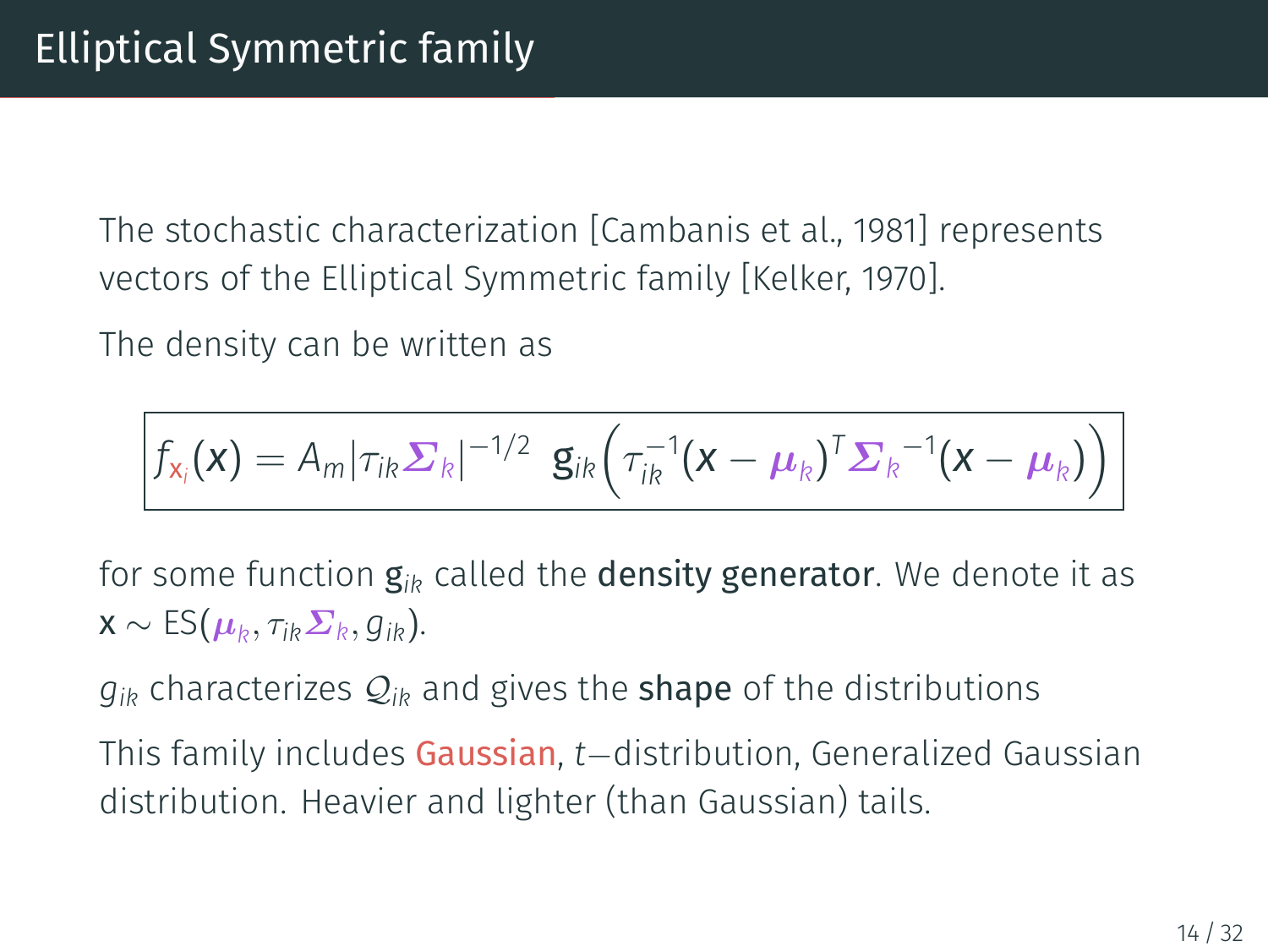# Elliptical Symmetric family

The stochastic characterization [Cambanis et al., 1981] represents vectors of the Elliptical Symmetric family [Kelker, 1970].

The density can be written as

$$f_{\mathbf{x}_i}(\mathbf{x}) = A_m |\tau_{ik} \boldsymbol{\Sigma}_k|^{-1/2} \; \mathrm{g}_{ik}\left(\tau_{ik}^{-1} (\mathbf{x} - \boldsymbol{\mu}_k)^T \boldsymbol{\Sigma}_k^{-1} (\mathbf{x} - \boldsymbol{\mu}_k)\right)$$

for some function $\mathrm{g}_{ik}$ called the **density generator**. We denote it as $\mathbf{x} \sim ES(\boldsymbol{\mu}_k, \tau_{ik}\boldsymbol{\Sigma}_k, g_{ik})$.

$g_{ik}$ characterizes $\mathcal{Q}_{ik}$ and gives the **shape** of the distributions

This family includes Gaussian, $t-$distribution, Generalized Gaussian distribution. Heavier and lighter (than Gaussian) tails.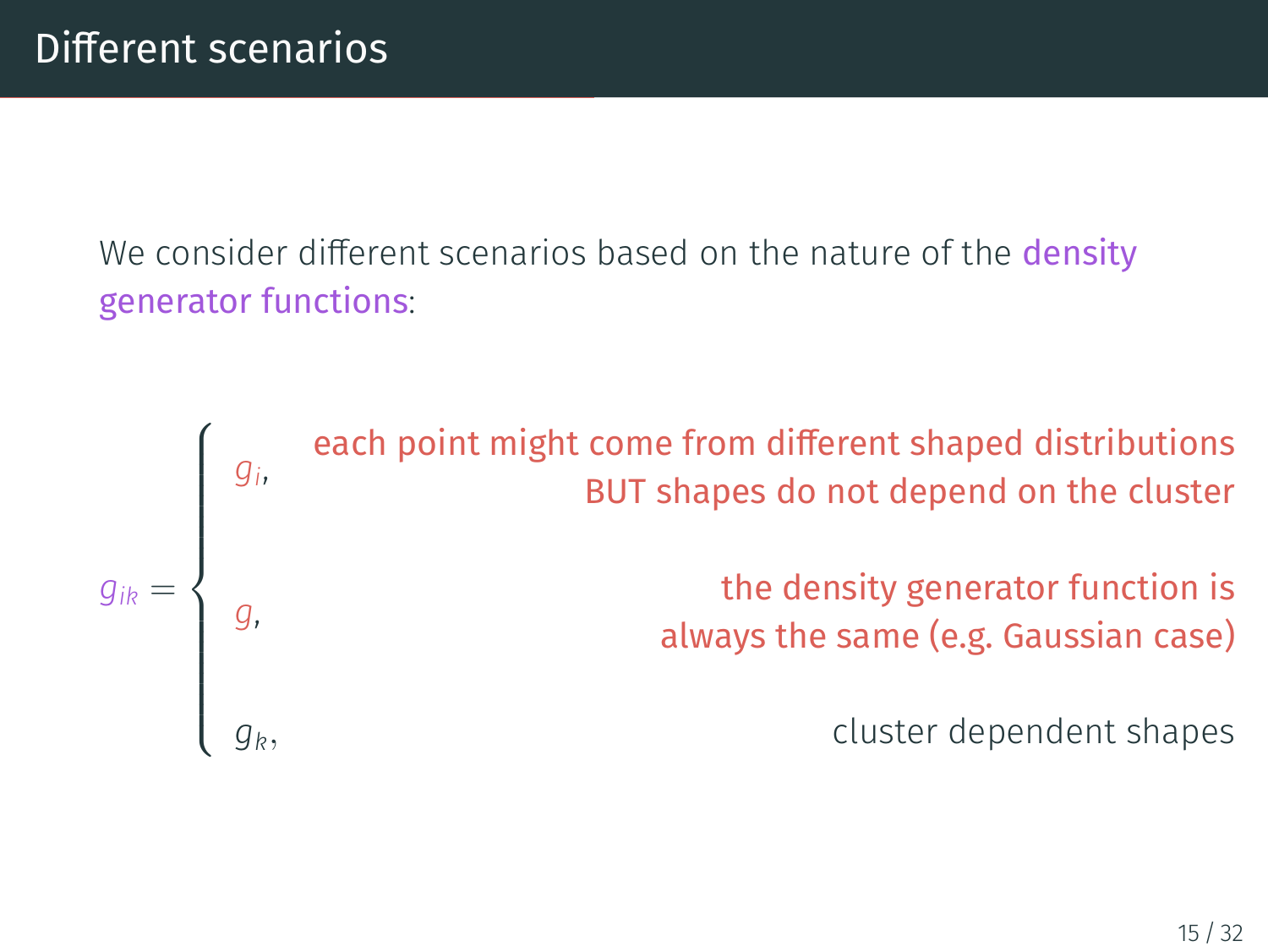# Different scenarios

We consider different scenarios based on the nature of the density generator functions:

$$
g_{ik} = \begin{cases} g_i, & \text{each point might come from different shaped distributions BUT shapes do not depend on the cluster} \\ g, & \text{the density generator function is always the same (e.g. Gaussian case)} \\ g_k, & \text{cluster dependent shapes} \end{cases}
$$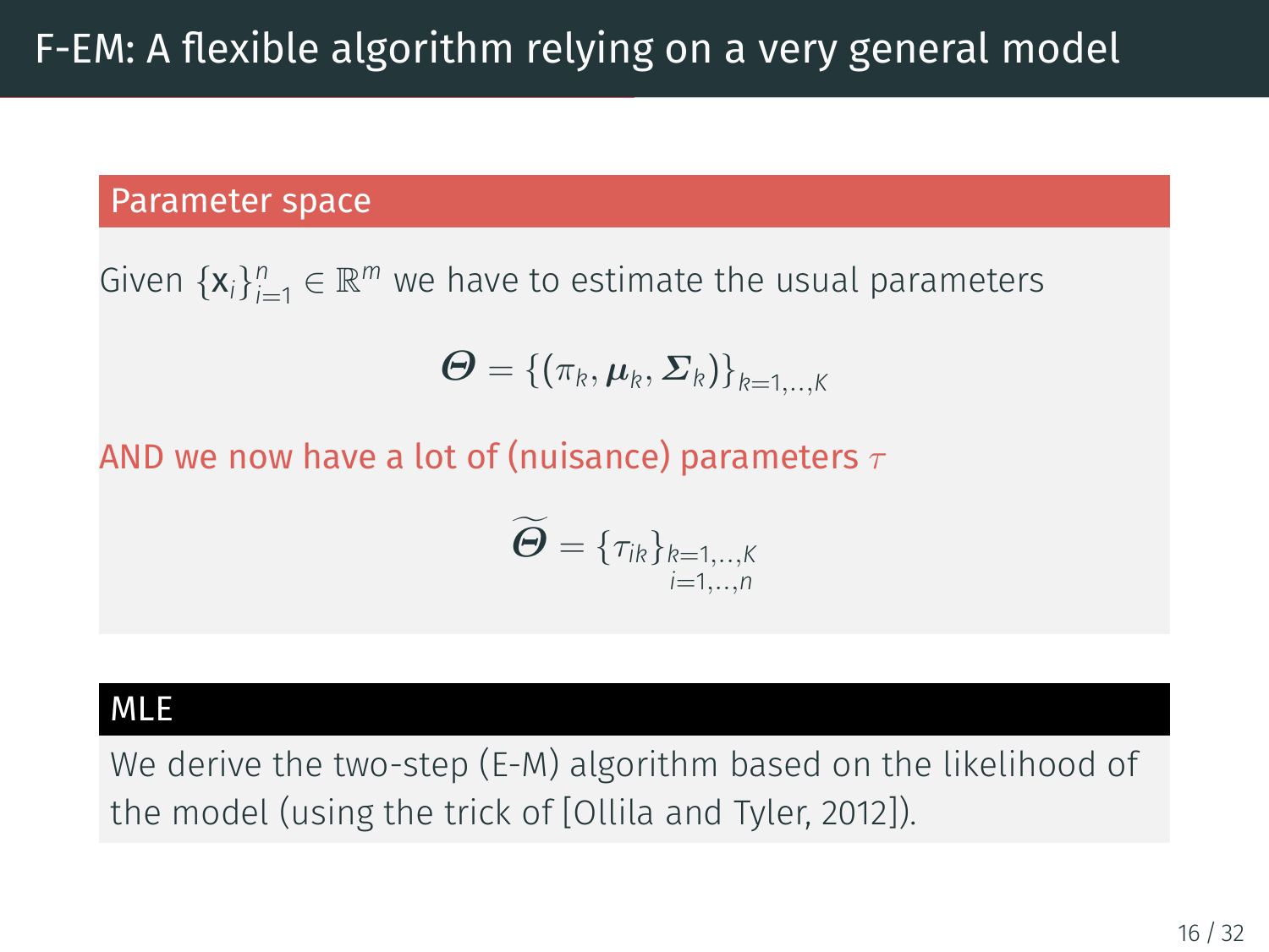# F-EM: A flexible algorithm relying on a very general model

## Parameter space

Given $\{\mathbf{x}_i\}_{i=1}^n \in \mathbb{R}^m$ we have to estimate the usual parameters

$$\boldsymbol{\Theta} = \{(\pi_k, \boldsymbol{\mu}_k, \boldsymbol{\Sigma}_k)\}_{k=1,..,K}$$

AND we now have a lot of (nuisance) parameters $\tau$

$$\widetilde{\boldsymbol{\Theta}} = \{\tau_{ik}\}_{\substack{k=1,..,K \\ i=1,..,n}}$$

## MLE

We derive the two-step (E-M) algorithm based on the likelihood of the model (using the trick of [Ollila and Tyler, 2012]).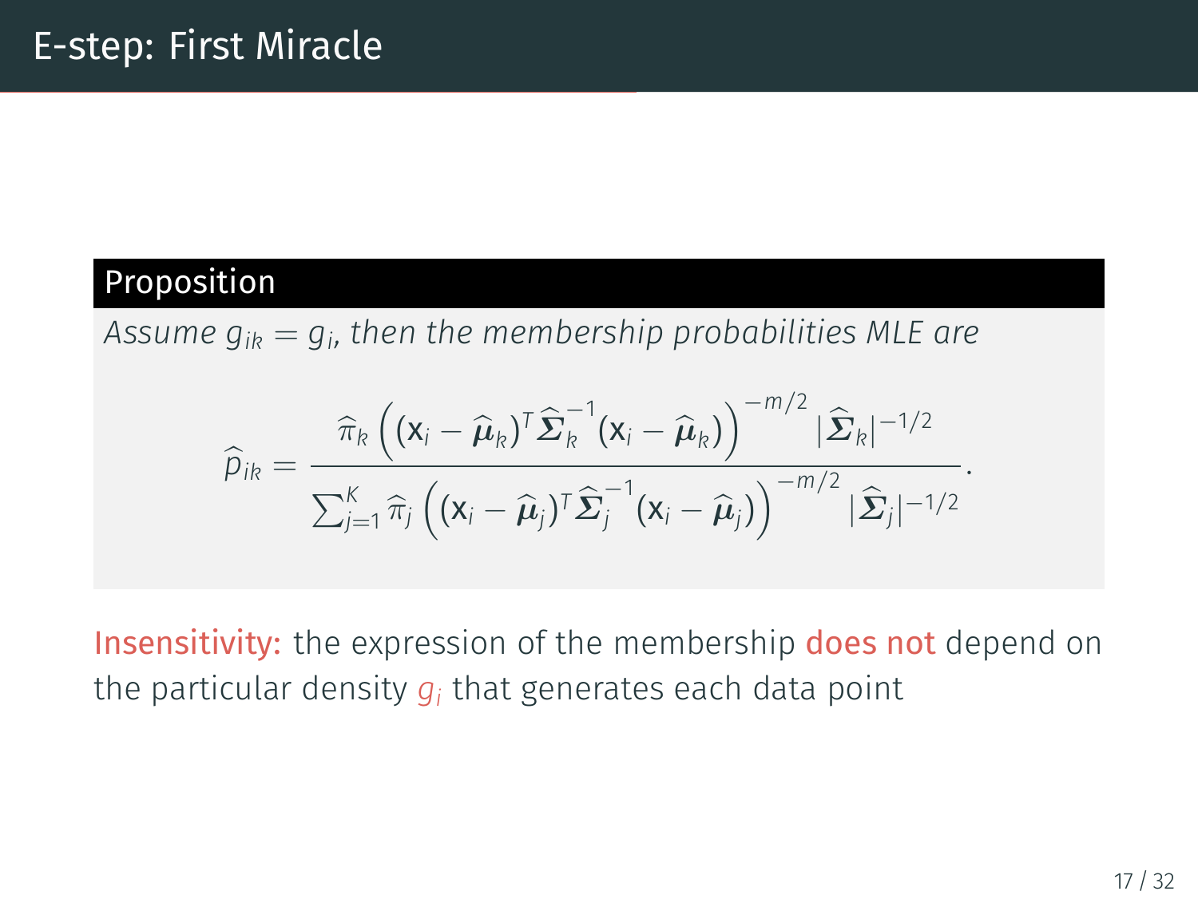# E-step: First Miracle

**Proposition**

*Assume $g_{ik} = g_i$, then the membership probabilities MLE are*

$$\widehat{p}_{ik} = \frac{\widehat{\pi}_k \left( (\mathbf{x}_i - \widehat{\boldsymbol{\mu}}_k)^T \widehat{\boldsymbol{\Sigma}}_k^{-1} (\mathbf{x}_i - \widehat{\boldsymbol{\mu}}_k) \right)^{-m/2} |\widehat{\boldsymbol{\Sigma}}_k|^{-1/2}}{\sum_{j=1}^{K} \widehat{\pi}_j \left( (\mathbf{x}_i - \widehat{\boldsymbol{\mu}}_j)^T \widehat{\boldsymbol{\Sigma}}_j^{-1} (\mathbf{x}_i - \widehat{\boldsymbol{\mu}}_j) \right)^{-m/2} |\widehat{\boldsymbol{\Sigma}}_j|^{-1/2}}.$$

Insensitivity: the expression of the membership does not depend on the particular density $g_i$ that generates each data point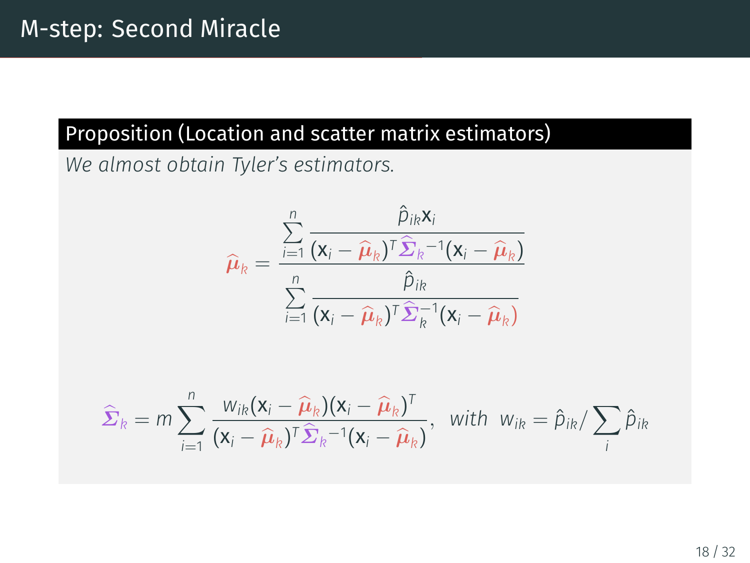# M-step: Second Miracle

**Proposition (Location and scatter matrix estimators)**

*We almost obtain Tyler's estimators.*

$$\widehat{\boldsymbol{\mu}}_k = \frac{\displaystyle\sum_{i=1}^{n} \frac{\hat{p}_{ik} \mathbf{x}_i}{(\mathbf{x}_i - \widehat{\boldsymbol{\mu}}_k)^T \widehat{\boldsymbol{\Sigma}}_k^{-1} (\mathbf{x}_i - \widehat{\boldsymbol{\mu}}_k)}}{\displaystyle\sum_{i=1}^{n} \frac{\hat{p}_{ik}}{(\mathbf{x}_i - \widehat{\boldsymbol{\mu}}_k)^T \widehat{\boldsymbol{\Sigma}}_k^{-1} (\mathbf{x}_i - \widehat{\boldsymbol{\mu}}_k)}}$$

$$\widehat{\boldsymbol{\Sigma}}_k = m \sum_{i=1}^{n} \frac{w_{ik} (\mathbf{x}_i - \widehat{\boldsymbol{\mu}}_k)(\mathbf{x}_i - \widehat{\boldsymbol{\mu}}_k)^T}{(\mathbf{x}_i - \widehat{\boldsymbol{\mu}}_k)^T \widehat{\boldsymbol{\Sigma}}_k^{-1} (\mathbf{x}_i - \widehat{\boldsymbol{\mu}}_k)}, \quad \textit{with} \;\; w_{ik} = \hat{p}_{ik} / \sum_i \hat{p}_{ik}$$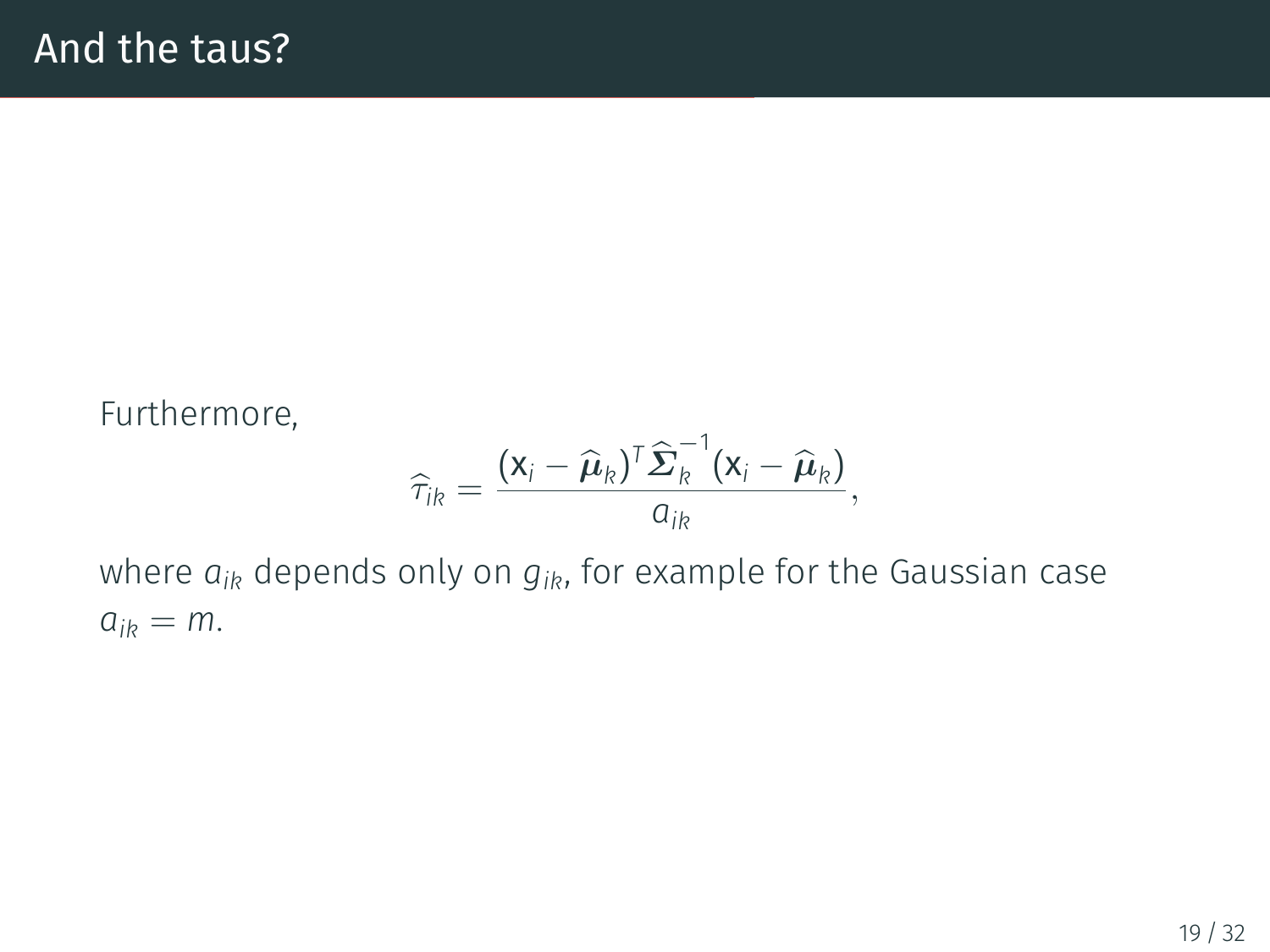# And the taus?

Furthermore,

$$\widehat{\tau}_{ik} = \frac{(\mathsf{x}_i - \widehat{\boldsymbol{\mu}}_k)^T \widehat{\boldsymbol{\Sigma}}_k^{-1} (\mathsf{x}_i - \widehat{\boldsymbol{\mu}}_k)}{a_{ik}},$$

where $a_{ik}$ depends only on $g_{ik}$, for example for the Gaussian case $a_{ik} = m$.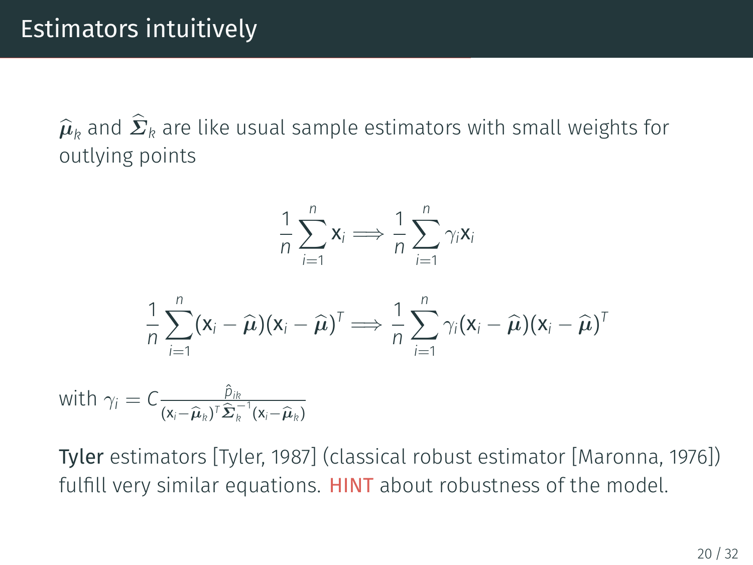# Estimators intuitively

$\widehat{\boldsymbol{\mu}}_k$ and $\widehat{\boldsymbol{\Sigma}}_k$ are like usual sample estimators with small weights for outlying points

$$\frac{1}{n}\sum_{i=1}^{n} \mathrm{x}_i \Longrightarrow \frac{1}{n}\sum_{i=1}^{n} \gamma_i \mathrm{x}_i$$

$$\frac{1}{n}\sum_{i=1}^{n} (\mathrm{x}_i - \widehat{\boldsymbol{\mu}})(\mathrm{x}_i - \widehat{\boldsymbol{\mu}})^T \Longrightarrow \frac{1}{n}\sum_{i=1}^{n} \gamma_i (\mathrm{x}_i - \widehat{\boldsymbol{\mu}})(\mathrm{x}_i - \widehat{\boldsymbol{\mu}})^T$$

with $\gamma_i = C \frac{\hat{p}_{ik}}{(\mathrm{x}_i - \widehat{\boldsymbol{\mu}}_k)^T \widehat{\boldsymbol{\Sigma}}_k^{-1} (\mathrm{x}_i - \widehat{\boldsymbol{\mu}}_k)}$

**Tyler** estimators [Tyler, 1987] (classical robust estimator [Maronna, 1976]) fulfill very similar equations. HINT about robustness of the model.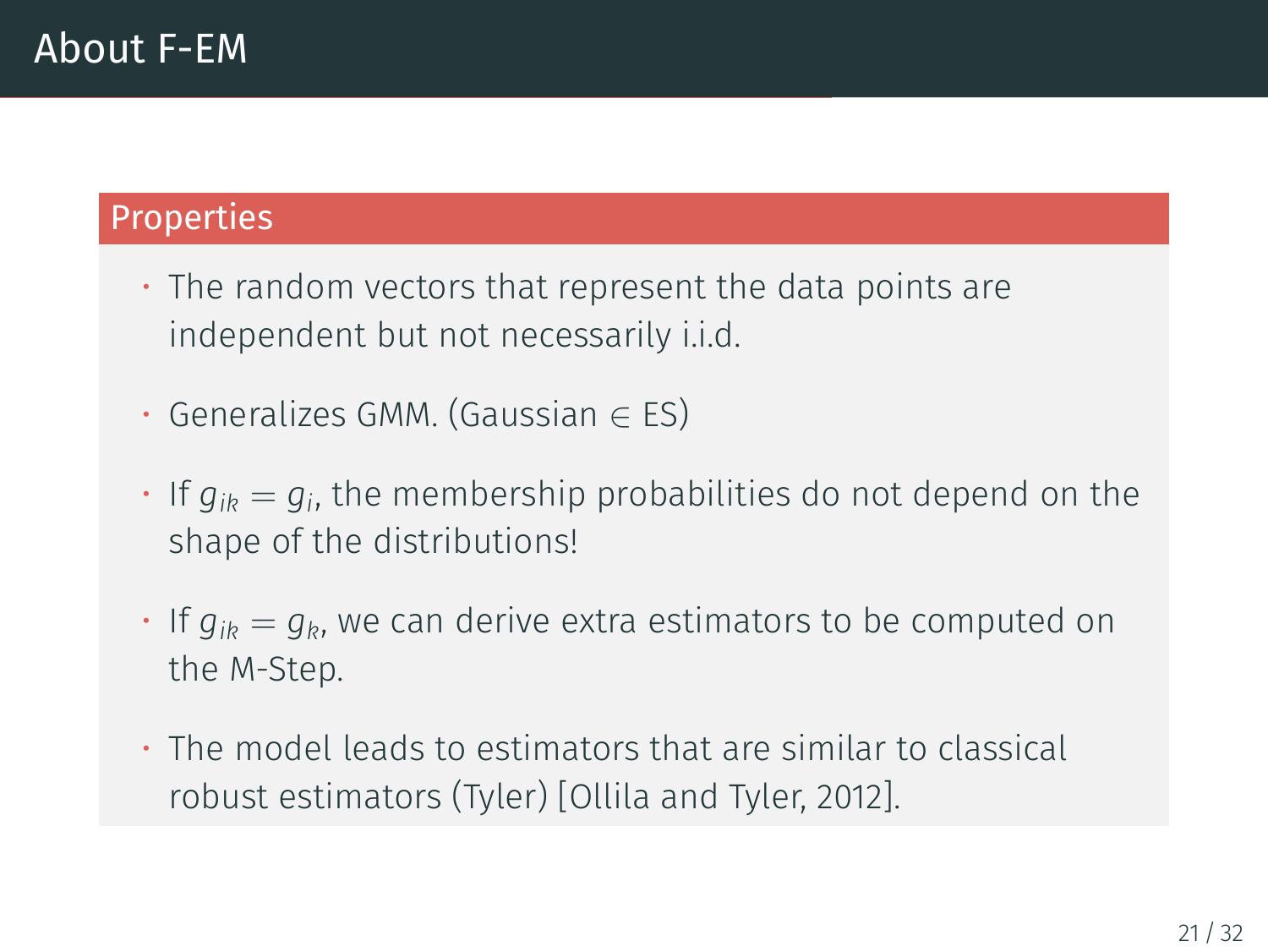# About F-EM

## Properties

- The random vectors that represent the data points are independent but not necessarily i.i.d.
- Generalizes GMM. (Gaussian $\in$ ES)
- If $g_{ik} = g_i$, the membership probabilities do not depend on the shape of the distributions!
- If $g_{ik} = g_k$, we can derive extra estimators to be computed on the M-Step.
- The model leads to estimators that are similar to classical robust estimators (Tyler) [Ollila and Tyler, 2012].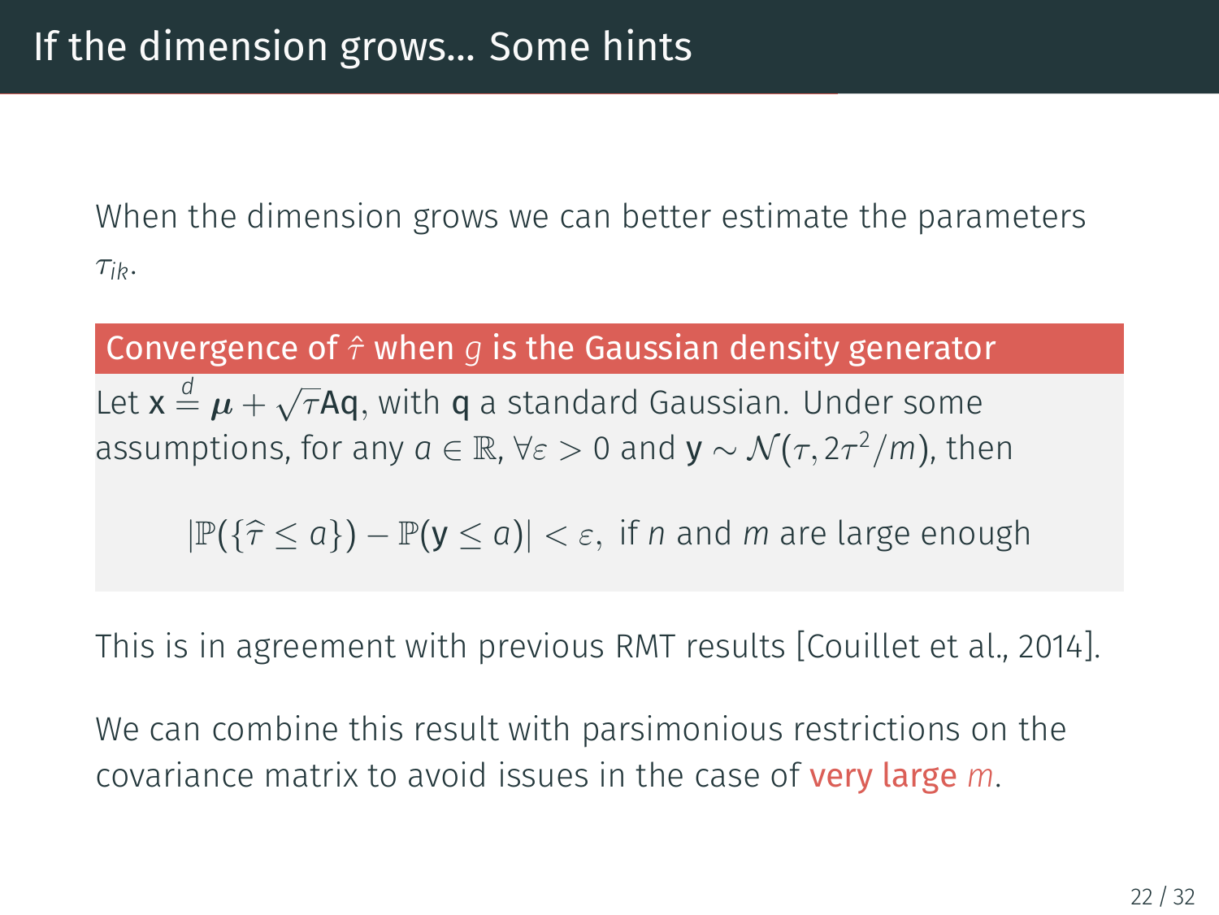# If the dimension grows... Some hints

When the dimension grows we can better estimate the parameters $\tau_{ik}$.

**Convergence of $\hat{\tau}$ when $g$ is the Gaussian density generator**

Let $\mathbf{x} \overset{d}{=} \boldsymbol{\mu} + \sqrt{\tau}\mathbf{A}\mathbf{q}$, with $\mathbf{q}$ a standard Gaussian. Under some assumptions, for any $a \in \mathbb{R}$, $\forall \varepsilon > 0$ and $\mathbf{y} \sim \mathcal{N}(\tau, 2\tau^2/m)$, then

$$|\mathbb{P}(\{\hat{\tau} \leq a\}) - \mathbb{P}(\mathbf{y} \leq a)| < \varepsilon, \text{ if } n \text{ and } m \text{ are large enough}$$

This is in agreement with previous RMT results [Couillet et al., 2014].

We can combine this result with parsimonious restrictions on the covariance matrix to avoid issues in the case of very large $m$.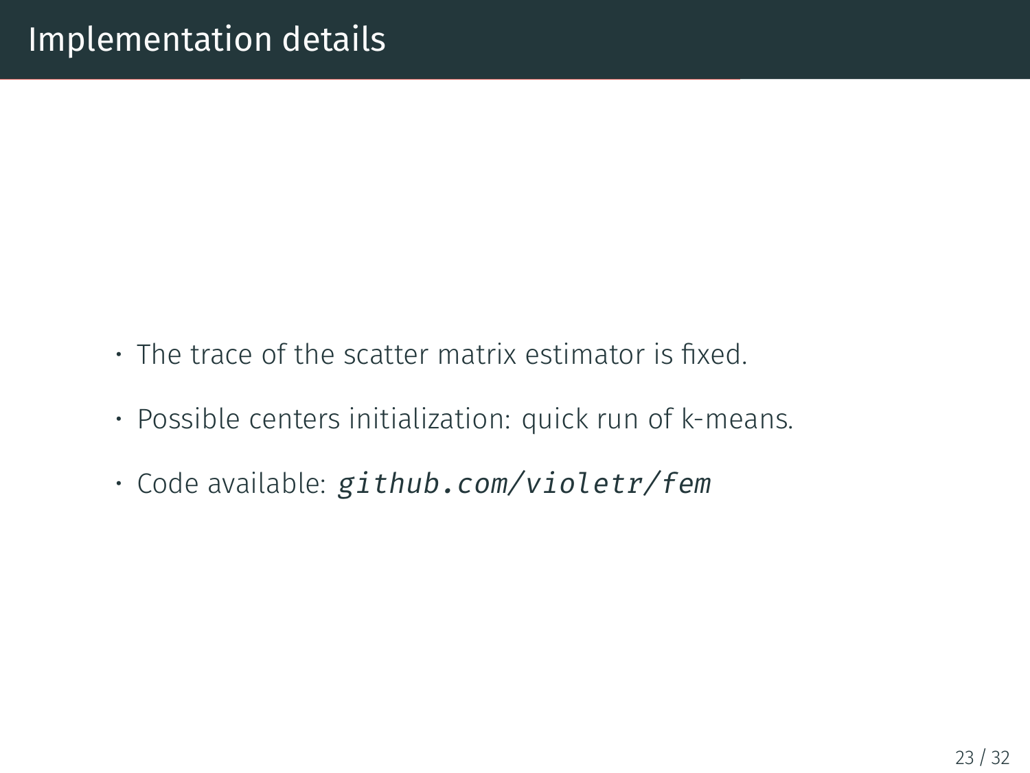# Implementation details

- The trace of the scatter matrix estimator is fixed.
- Possible centers initialization: quick run of k-means.
- Code available: `github.com/violetr/fem`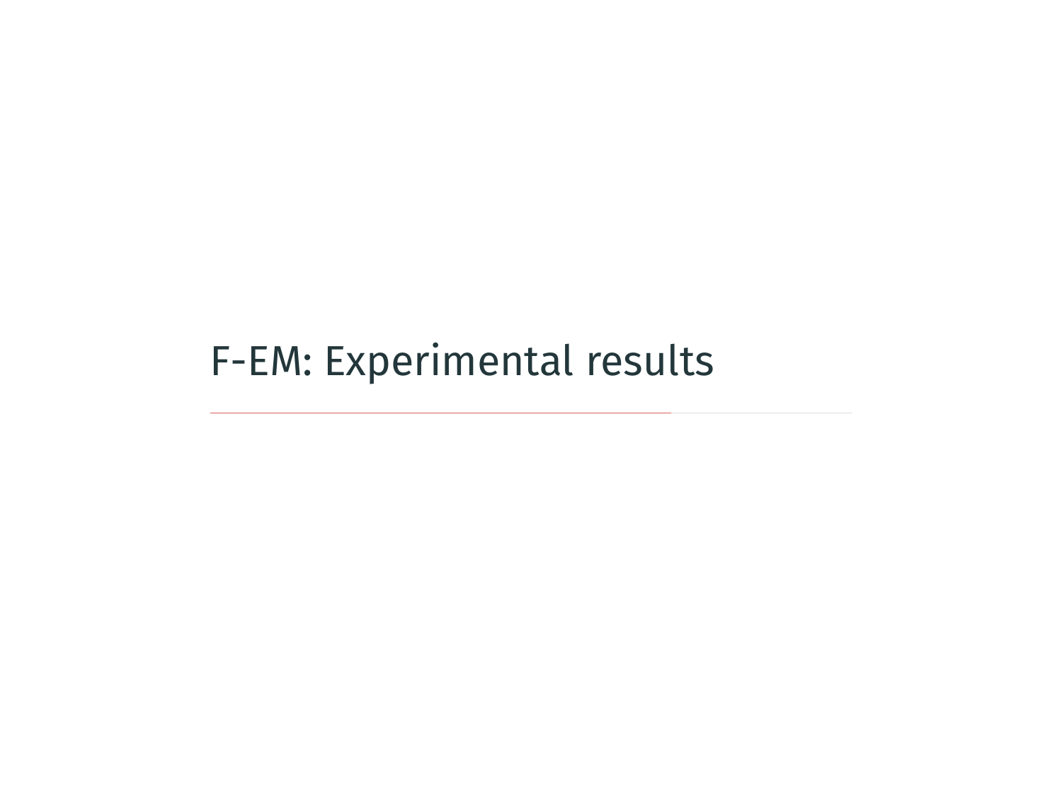# F-EM: Experimental results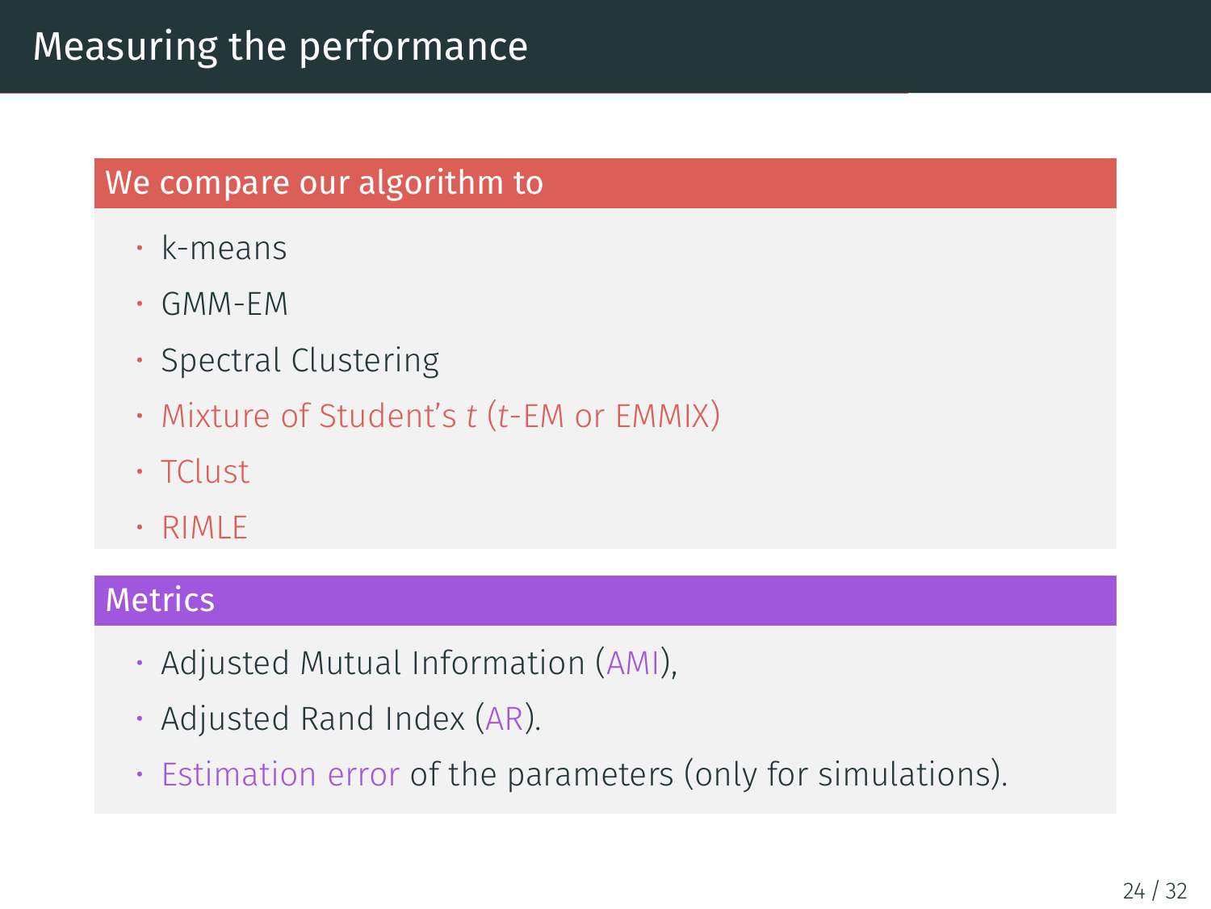# Measuring the performance

## We compare our algorithm to

- k-means
- GMM-EM
- Spectral Clustering
- Mixture of Student's $t$ ($t$-EM or EMMIX)
- TClust
- RIMLE

## Metrics

- Adjusted Mutual Information (AMI),
- Adjusted Rand Index (AR).
- Estimation error of the parameters (only for simulations).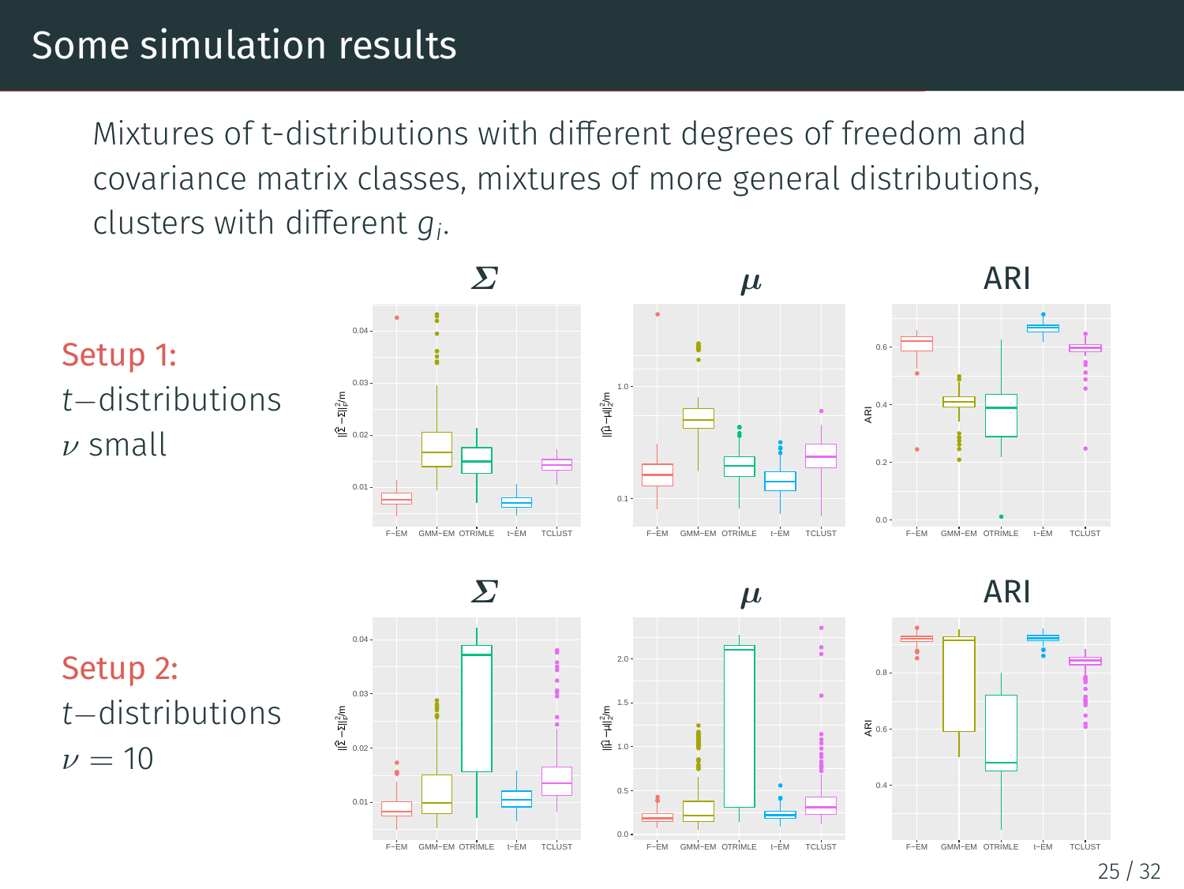# Some simulation results

Mixtures of t-distributions with different degrees of freedom and covariance matrix classes, mixtures of more general distributions, clusters with different $g_i$.

**Setup 1:**
$t-$distributions
$\nu$ small

$\boldsymbol{\Sigma}$ | $\boldsymbol{\mu}$ | ARI

**Setup 2:**
$t-$distributions
$\nu = 10$

$\boldsymbol{\Sigma}$ | $\boldsymbol{\mu}$ | ARI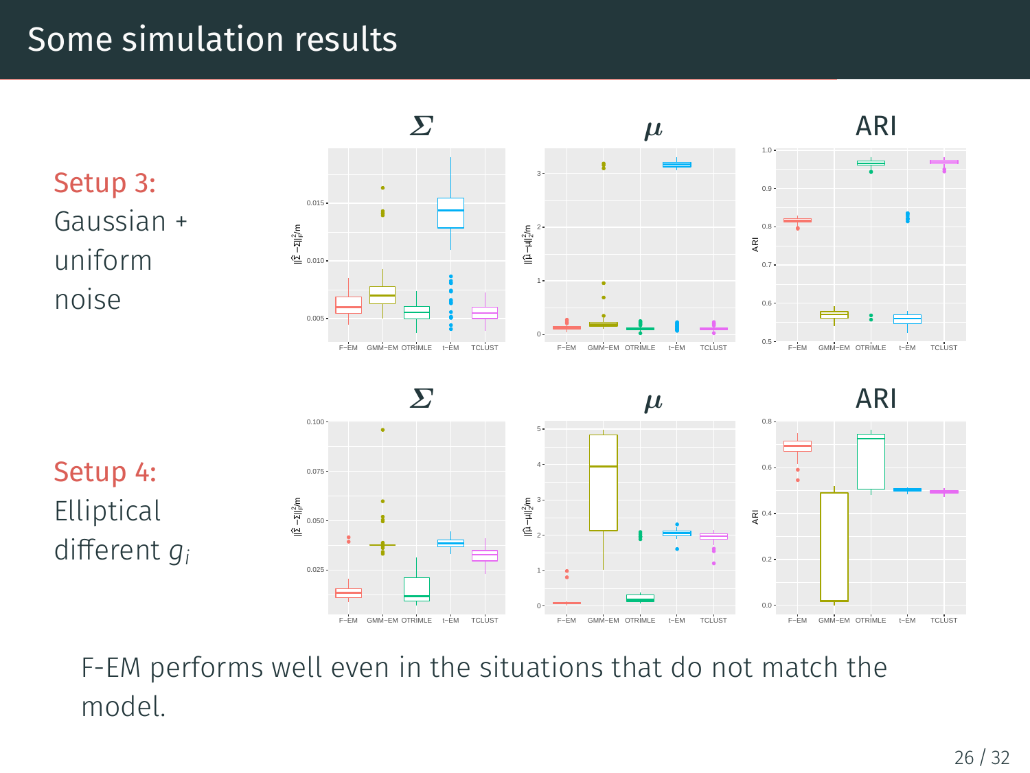# Some simulation results

**Setup 3:** Gaussian + uniform noise

**Setup 4:** Elliptical different $g_i$

F-EM performs well even in the situations that do not match the model.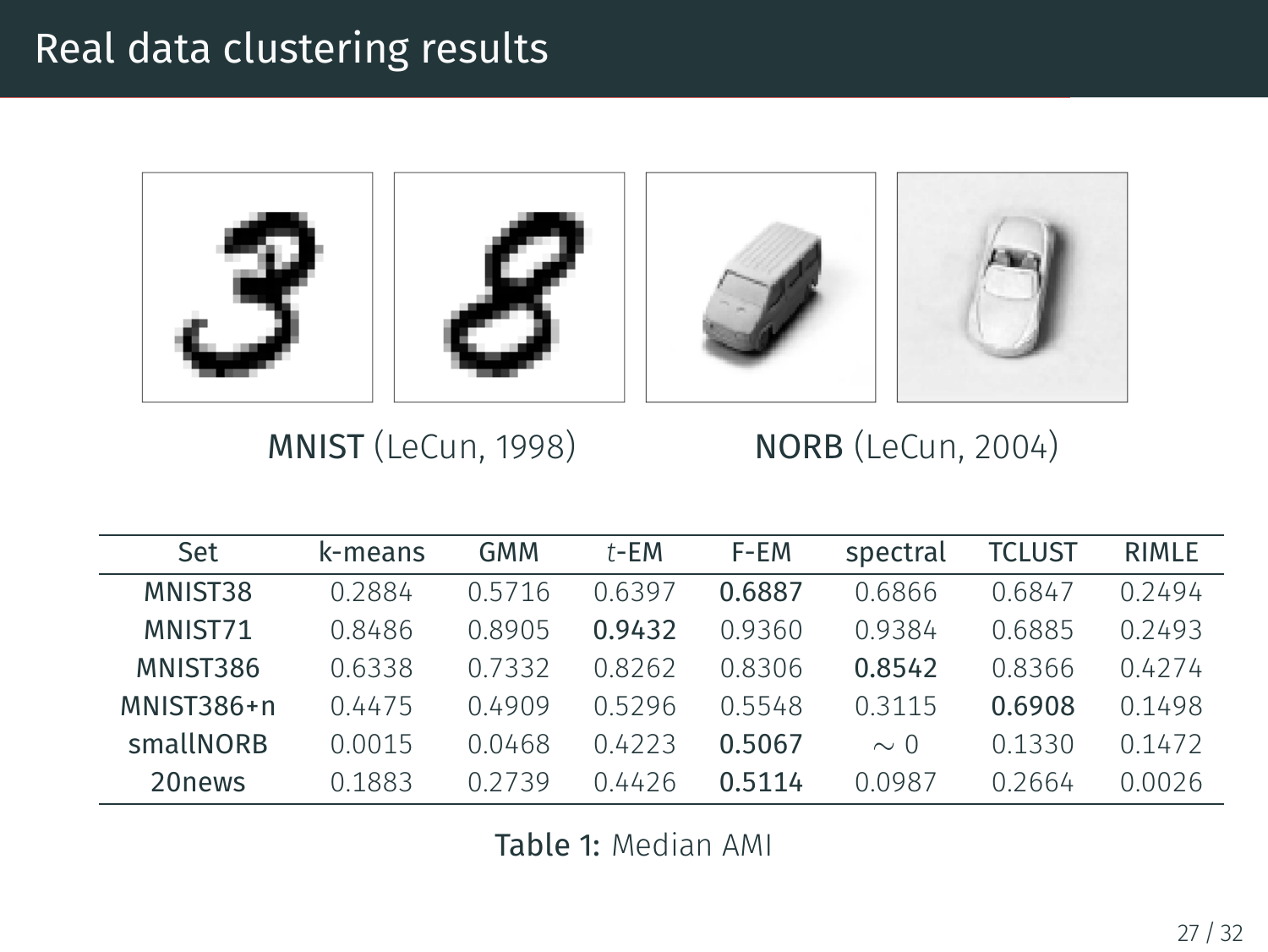# Real data clustering results

MNIST (LeCun, 1998) NORB (LeCun, 2004)

| Set | k-means | GMM | $t$-EM | F-EM | spectral | TCLUST | RIMLE |
|---|---|---|---|---|---|---|---|
| MNIST38 | 0.2884 | 0.5716 | 0.6397 | **0.6887** | 0.6866 | 0.6847 | 0.2494 |
| MNIST71 | 0.8486 | 0.8905 | **0.9432** | 0.9360 | 0.9384 | 0.6885 | 0.2493 |
| MNIST386 | 0.6338 | 0.7332 | 0.8262 | 0.8306 | **0.8542** | 0.8366 | 0.4274 |
| MNIST386+n | 0.4475 | 0.4909 | 0.5296 | 0.5548 | 0.3115 | **0.6908** | 0.1498 |
| smallNORB | 0.0015 | 0.0468 | 0.4223 | **0.5067** | $\sim 0$ | 0.1330 | 0.1472 |
| 20news | 0.1883 | 0.2739 | 0.4426 | **0.5114** | 0.0987 | 0.2664 | 0.0026 |

Table 1: Median AMI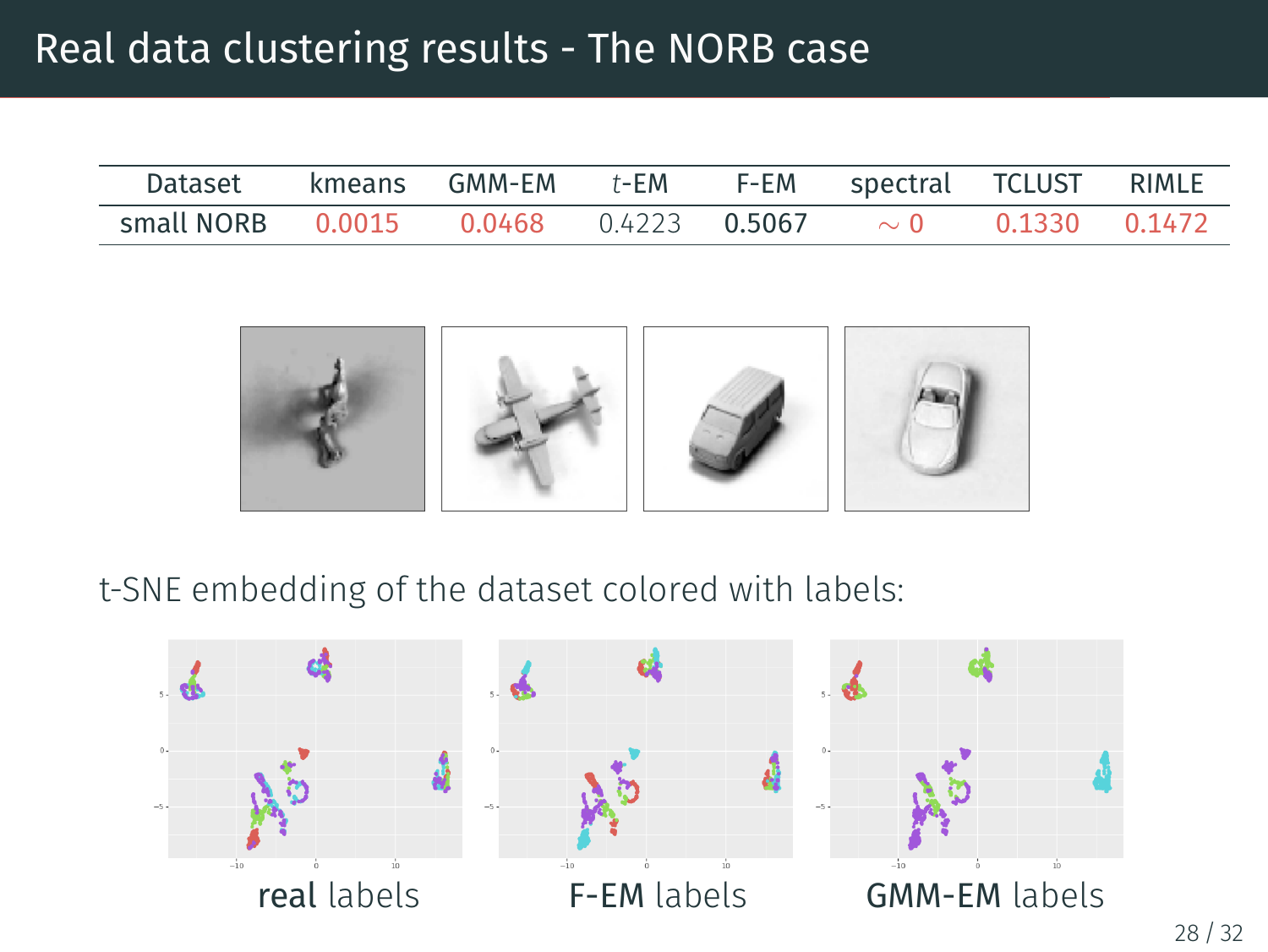# Real data clustering results - The NORB case

| Dataset | kmeans | GMM-EM | $t$-EM | F-EM | spectral | TCLUST | RIMLE |
|---|---|---|---|---|---|---|---|
| small NORB | 0.0015 | 0.0468 | 0.4223 | **0.5067** | $\sim 0$ | 0.1330 | 0.1472 |

t-SNE embedding of the dataset colored with labels:

**real** labels

**F-EM** labels

**GMM-EM** labels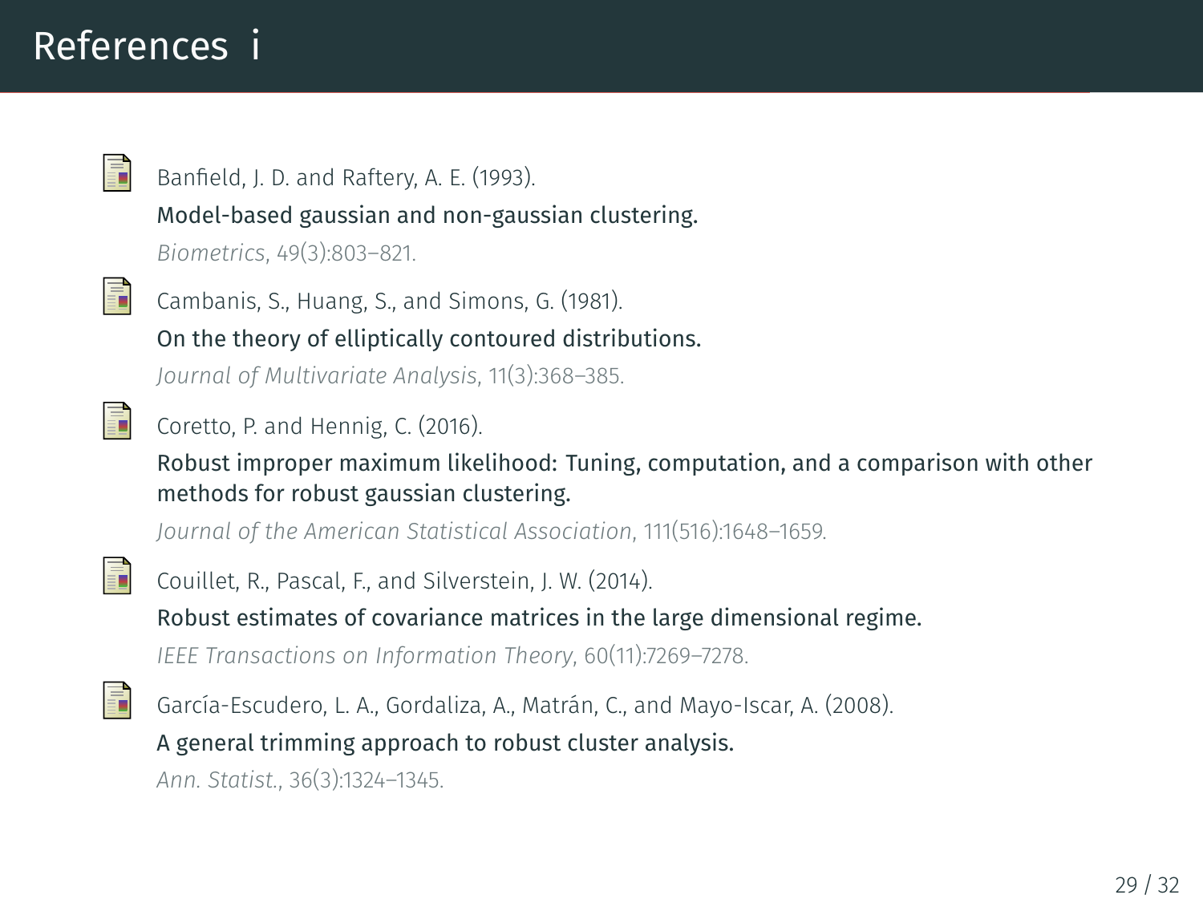# References i

- Banfield, J. D. and Raftery, A. E. (1993).
  Model-based gaussian and non-gaussian clustering.
  *Biometrics*, 49(3):803–821.

- Cambanis, S., Huang, S., and Simons, G. (1981).
  On the theory of elliptically contoured distributions.
  *Journal of Multivariate Analysis*, 11(3):368–385.

- Coretto, P. and Hennig, C. (2016).
  Robust improper maximum likelihood: Tuning, computation, and a comparison with other methods for robust gaussian clustering.
  *Journal of the American Statistical Association*, 111(516):1648–1659.

- Couillet, R., Pascal, F., and Silverstein, J. W. (2014).
  Robust estimates of covariance matrices in the large dimensional regime.
  *IEEE Transactions on Information Theory*, 60(11):7269–7278.

- García-Escudero, L. A., Gordaliza, A., Matrán, C., and Mayo-Iscar, A. (2008).
  A general trimming approach to robust cluster analysis.
  *Ann. Statist.*, 36(3):1324–1345.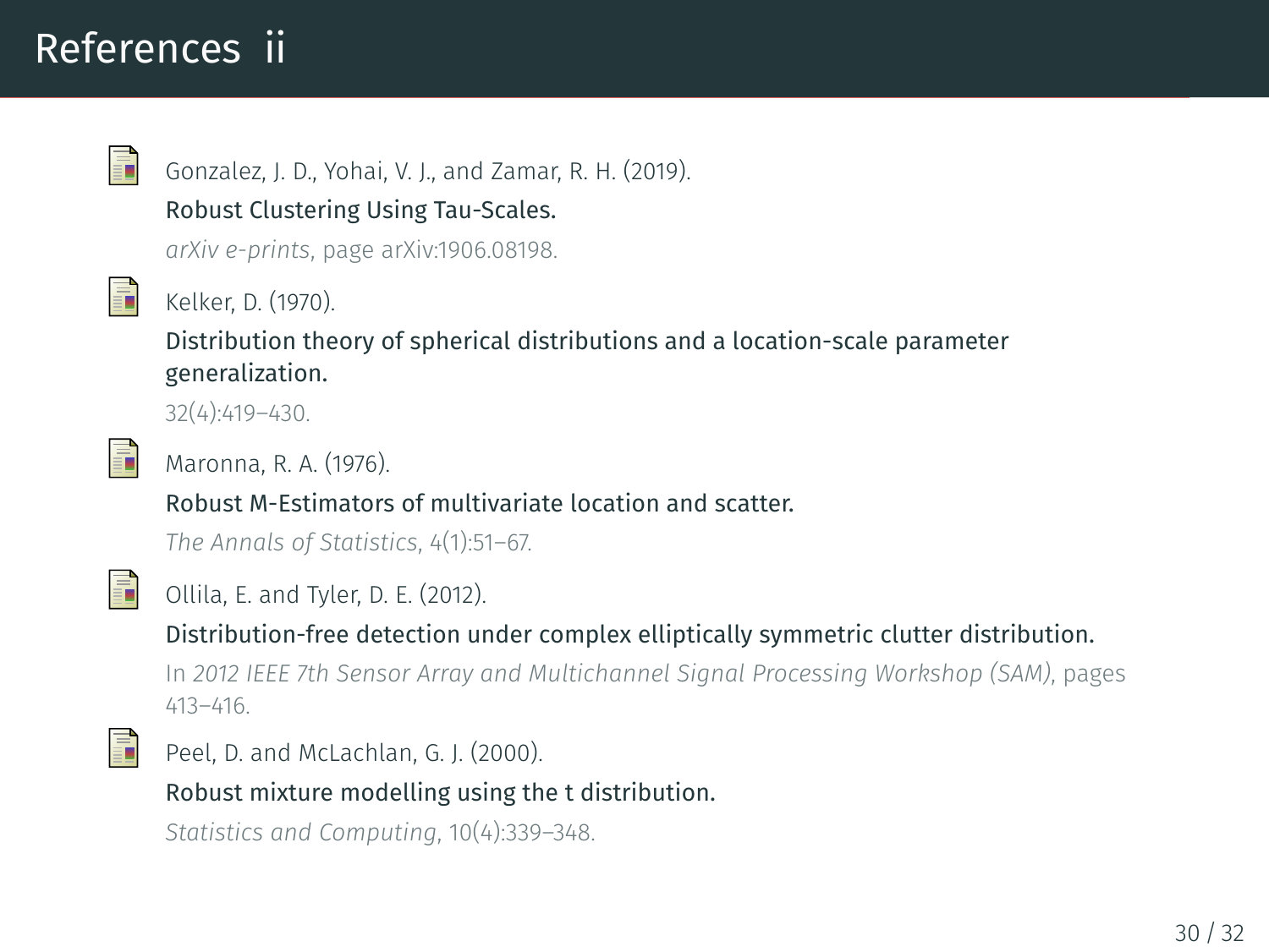# References ii

- Gonzalez, J. D., Yohai, V. J., and Zamar, R. H. (2019).
  Robust Clustering Using Tau-Scales.
  *arXiv e-prints*, page arXiv:1906.08198.

- Kelker, D. (1970).
  Distribution theory of spherical distributions and a location-scale parameter generalization.
  32(4):419–430.

- Maronna, R. A. (1976).
  Robust M-Estimators of multivariate location and scatter.
  *The Annals of Statistics*, 4(1):51–67.

- Ollila, E. and Tyler, D. E. (2012).
  Distribution-free detection under complex elliptically symmetric clutter distribution.
  In *2012 IEEE 7th Sensor Array and Multichannel Signal Processing Workshop (SAM)*, pages 413–416.

- Peel, D. and McLachlan, G. J. (2000).
  Robust mixture modelling using the t distribution.
  *Statistics and Computing*, 10(4):339–348.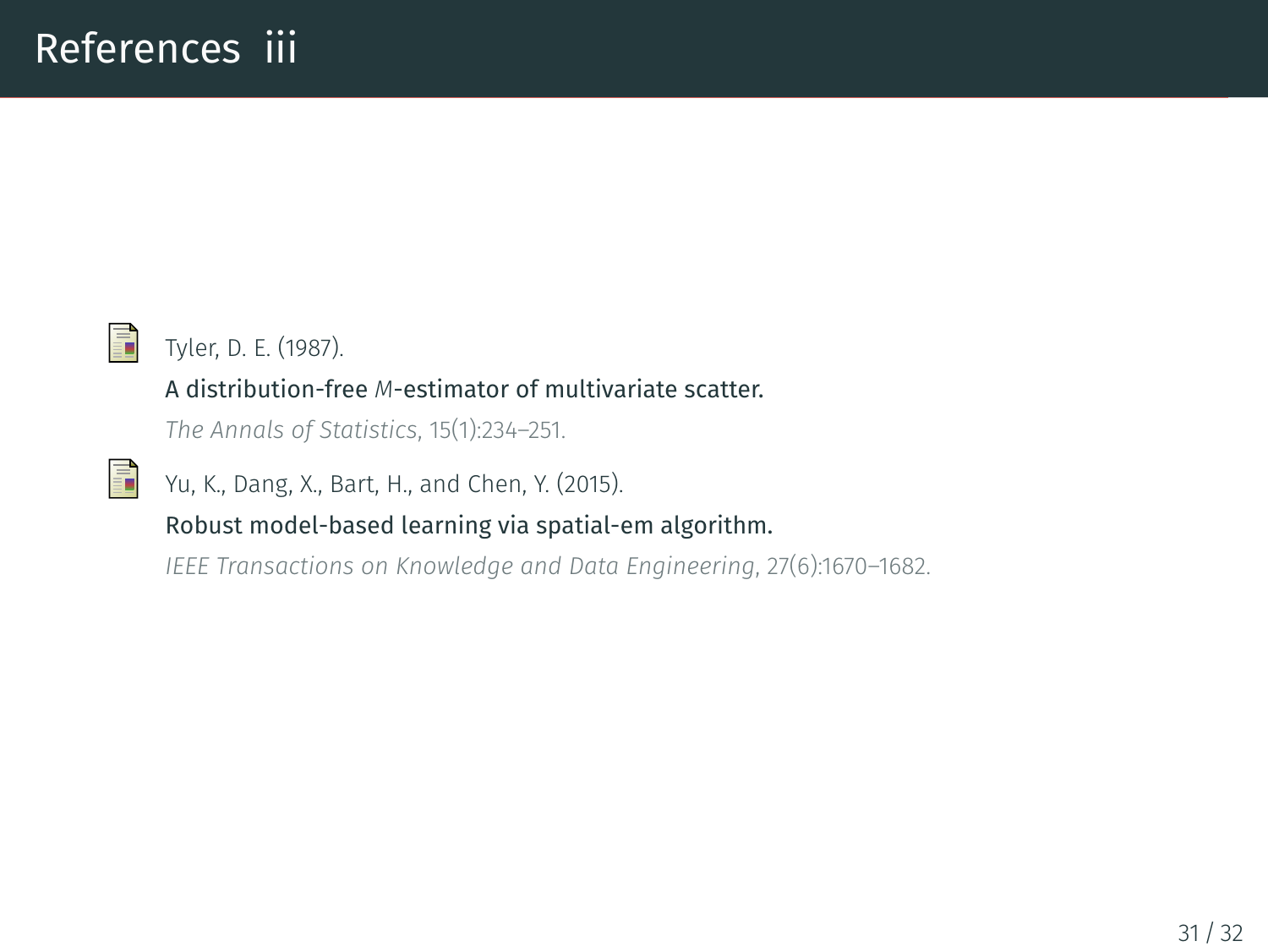# References iii

Tyler, D. E. (1987).
A distribution-free $M$-estimator of multivariate scatter.
*The Annals of Statistics*, 15(1):234–251.

Yu, K., Dang, X., Bart, H., and Chen, Y. (2015).
Robust model-based learning via spatial-em algorithm.
*IEEE Transactions on Knowledge and Data Engineering*, 27(6):1670–1682.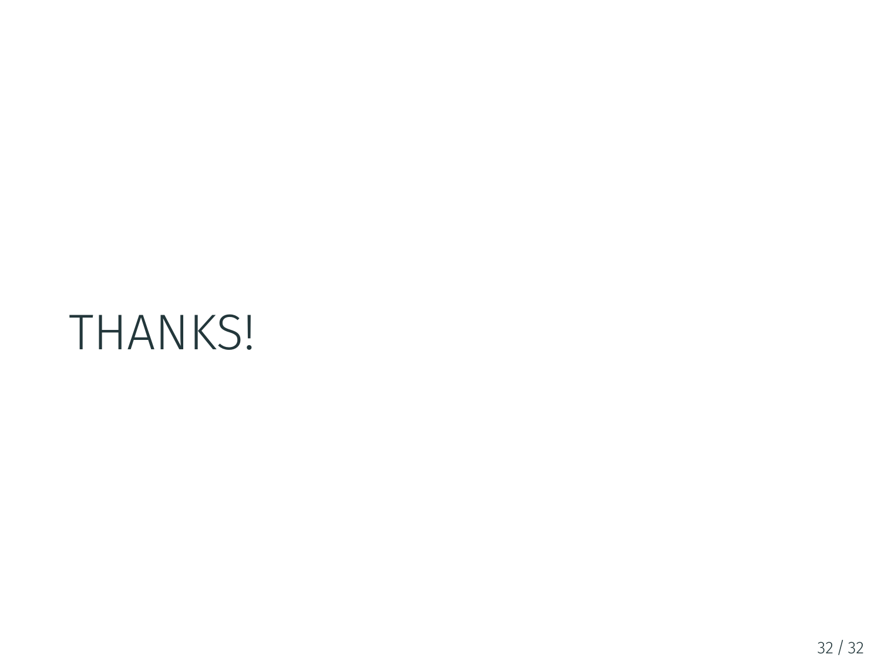# THANKS!